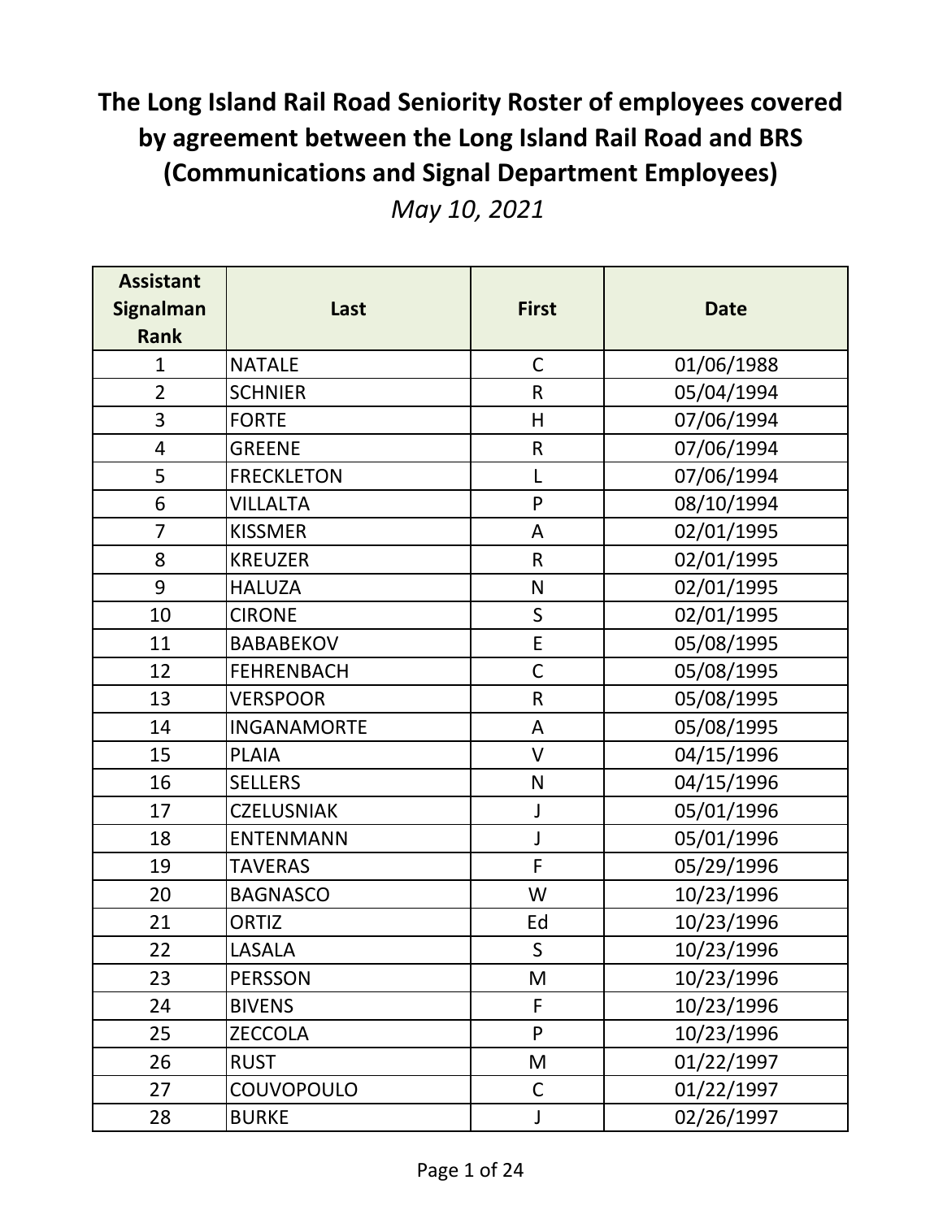# The Long Island Rail Road Seniority Roster of employees covered by agreement between the Long Island Rail Road and BRS (Communications and Signal Department Employees)

*May 10, 2021*

| Assistant Signalman Rank | Last | First | Date |
|---|---|---|---|
| 1 | NATALE | C | 01/06/1988 |
| 2 | SCHNIER | R | 05/04/1994 |
| 3 | FORTE | H | 07/06/1994 |
| 4 | GREENE | R | 07/06/1994 |
| 5 | FRECKLETON | L | 07/06/1994 |
| 6 | VILLALTA | P | 08/10/1994 |
| 7 | KISSMER | A | 02/01/1995 |
| 8 | KREUZER | R | 02/01/1995 |
| 9 | HALUZA | N | 02/01/1995 |
| 10 | CIRONE | S | 02/01/1995 |
| 11 | BABABEKOV | E | 05/08/1995 |
| 12 | FEHRENBACH | C | 05/08/1995 |
| 13 | VERSPOOR | R | 05/08/1995 |
| 14 | INGANAMORTE | A | 05/08/1995 |
| 15 | PLAIA | V | 04/15/1996 |
| 16 | SELLERS | N | 04/15/1996 |
| 17 | CZELUSNIAK | J | 05/01/1996 |
| 18 | ENTENMANN | J | 05/01/1996 |
| 19 | TAVERAS | F | 05/29/1996 |
| 20 | BAGNASCO | W | 10/23/1996 |
| 21 | ORTIZ | Ed | 10/23/1996 |
| 22 | LASALA | S | 10/23/1996 |
| 23 | PERSSON | M | 10/23/1996 |
| 24 | BIVENS | F | 10/23/1996 |
| 25 | ZECCOLA | P | 10/23/1996 |
| 26 | RUST | M | 01/22/1997 |
| 27 | COUVOPOULO | C | 01/22/1997 |
| 28 | BURKE | J | 02/26/1997 |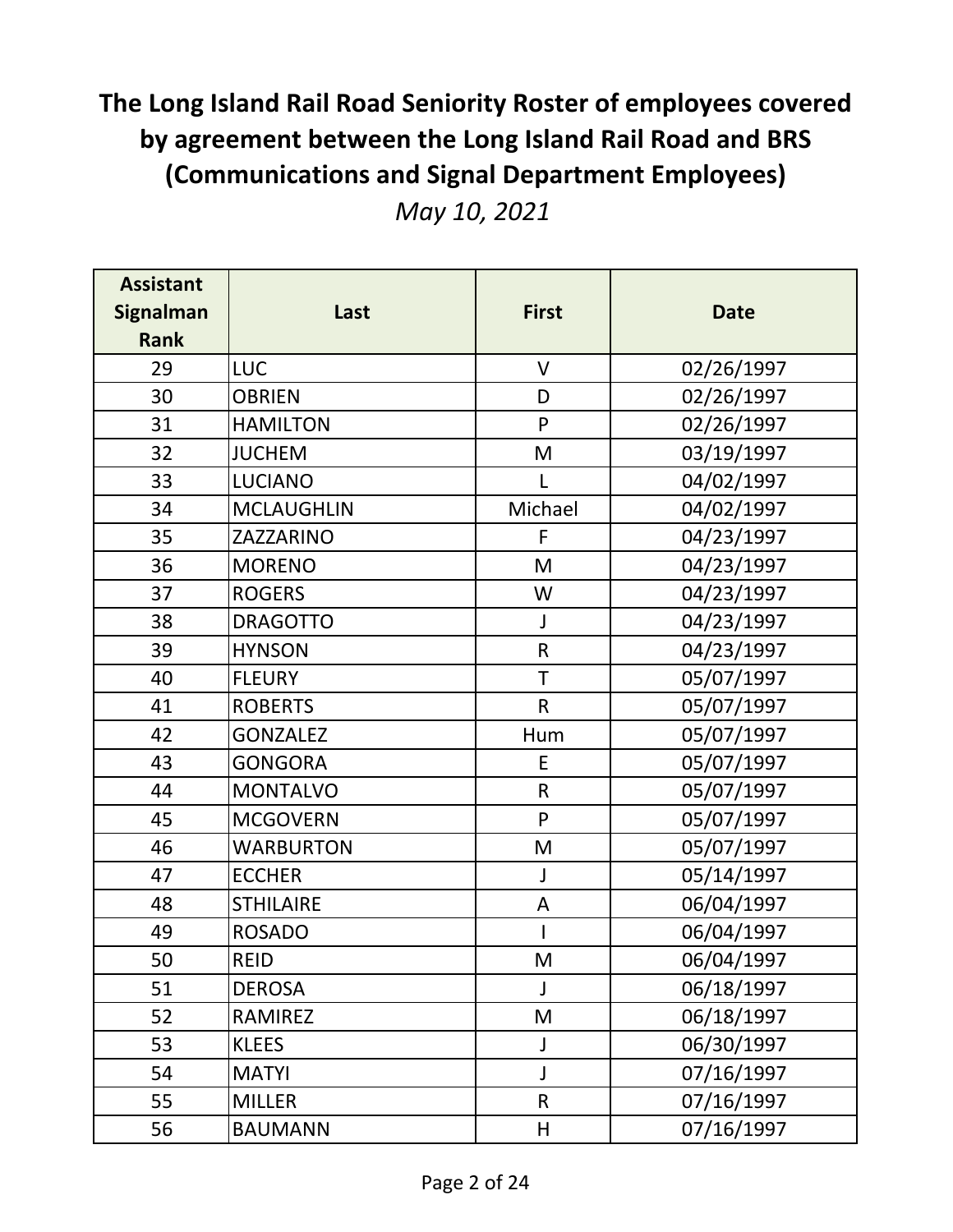# The Long Island Rail Road Seniority Roster of employees covered by agreement between the Long Island Rail Road and BRS (Communications and Signal Department Employees)

*May 10, 2021*

| Assistant Signalman Rank | Last | First | Date |
|---|---|---|---|
| 29 | LUC | V | 02/26/1997 |
| 30 | OBRIEN | D | 02/26/1997 |
| 31 | HAMILTON | P | 02/26/1997 |
| 32 | JUCHEM | M | 03/19/1997 |
| 33 | LUCIANO | L | 04/02/1997 |
| 34 | MCLAUGHLIN | Michael | 04/02/1997 |
| 35 | ZAZZARINO | F | 04/23/1997 |
| 36 | MORENO | M | 04/23/1997 |
| 37 | ROGERS | W | 04/23/1997 |
| 38 | DRAGOTTO | J | 04/23/1997 |
| 39 | HYNSON | R | 04/23/1997 |
| 40 | FLEURY | T | 05/07/1997 |
| 41 | ROBERTS | R | 05/07/1997 |
| 42 | GONZALEZ | Hum | 05/07/1997 |
| 43 | GONGORA | E | 05/07/1997 |
| 44 | MONTALVO | R | 05/07/1997 |
| 45 | MCGOVERN | P | 05/07/1997 |
| 46 | WARBURTON | M | 05/07/1997 |
| 47 | ECCHER | J | 05/14/1997 |
| 48 | STHILAIRE | A | 06/04/1997 |
| 49 | ROSADO | I | 06/04/1997 |
| 50 | REID | M | 06/04/1997 |
| 51 | DEROSA | J | 06/18/1997 |
| 52 | RAMIREZ | M | 06/18/1997 |
| 53 | KLEES | J | 06/30/1997 |
| 54 | MATYI | J | 07/16/1997 |
| 55 | MILLER | R | 07/16/1997 |
| 56 | BAUMANN | H | 07/16/1997 |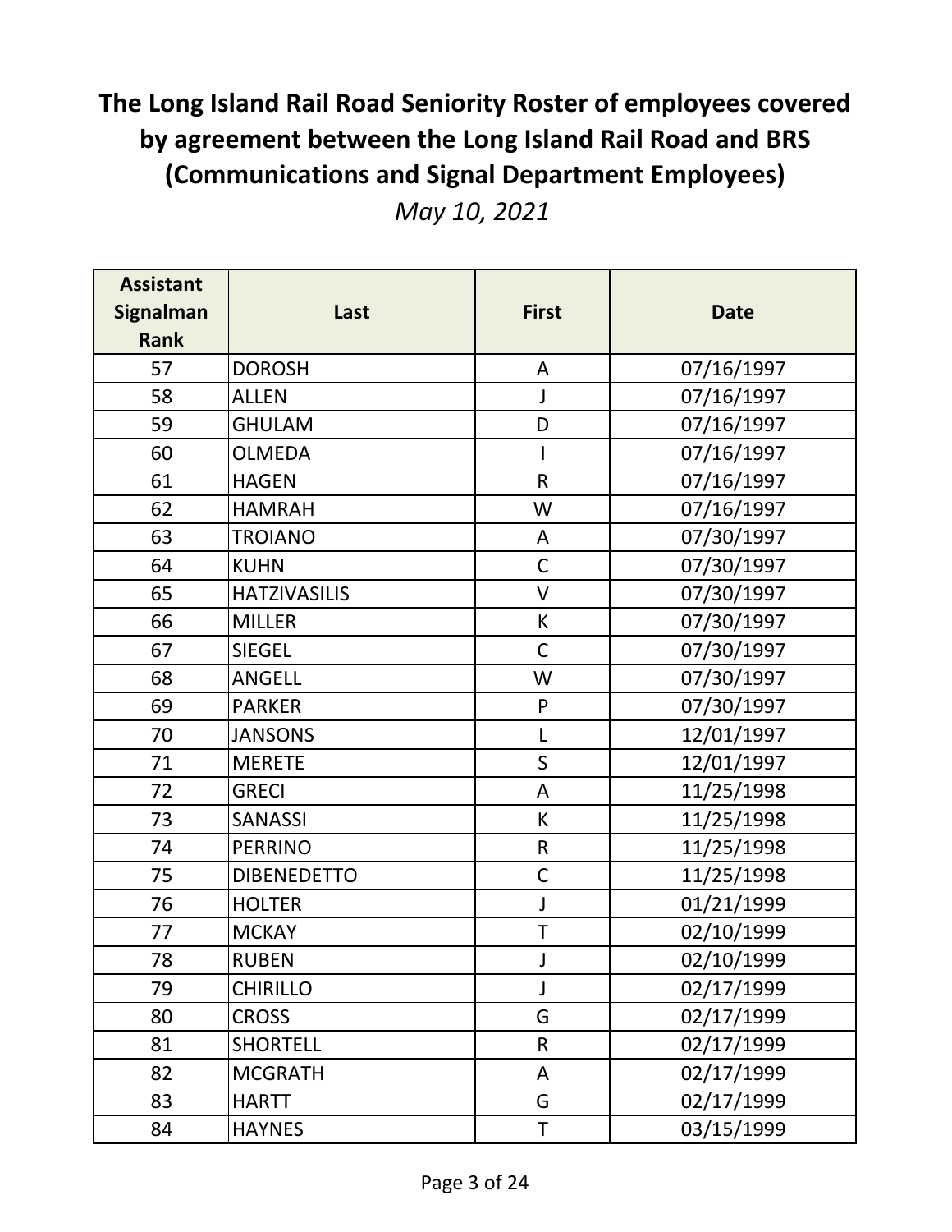# The Long Island Rail Road Seniority Roster of employees covered by agreement between the Long Island Rail Road and BRS (Communications and Signal Department Employees)

*May 10, 2021*

| Assistant Signalman Rank | Last | First | Date |
|---|---|---|---|
| 57 | DOROSH | A | 07/16/1997 |
| 58 | ALLEN | J | 07/16/1997 |
| 59 | GHULAM | D | 07/16/1997 |
| 60 | OLMEDA | I | 07/16/1997 |
| 61 | HAGEN | R | 07/16/1997 |
| 62 | HAMRAH | W | 07/16/1997 |
| 63 | TROIANO | A | 07/30/1997 |
| 64 | KUHN | C | 07/30/1997 |
| 65 | HATZIVASILIS | V | 07/30/1997 |
| 66 | MILLER | K | 07/30/1997 |
| 67 | SIEGEL | C | 07/30/1997 |
| 68 | ANGELL | W | 07/30/1997 |
| 69 | PARKER | P | 07/30/1997 |
| 70 | JANSONS | L | 12/01/1997 |
| 71 | MERETE | S | 12/01/1997 |
| 72 | GRECI | A | 11/25/1998 |
| 73 | SANASSI | K | 11/25/1998 |
| 74 | PERRINO | R | 11/25/1998 |
| 75 | DIBENEDETTO | C | 11/25/1998 |
| 76 | HOLTER | J | 01/21/1999 |
| 77 | MCKAY | T | 02/10/1999 |
| 78 | RUBEN | J | 02/10/1999 |
| 79 | CHIRILLO | J | 02/17/1999 |
| 80 | CROSS | G | 02/17/1999 |
| 81 | SHORTELL | R | 02/17/1999 |
| 82 | MCGRATH | A | 02/17/1999 |
| 83 | HARTT | G | 02/17/1999 |
| 84 | HAYNES | T | 03/15/1999 |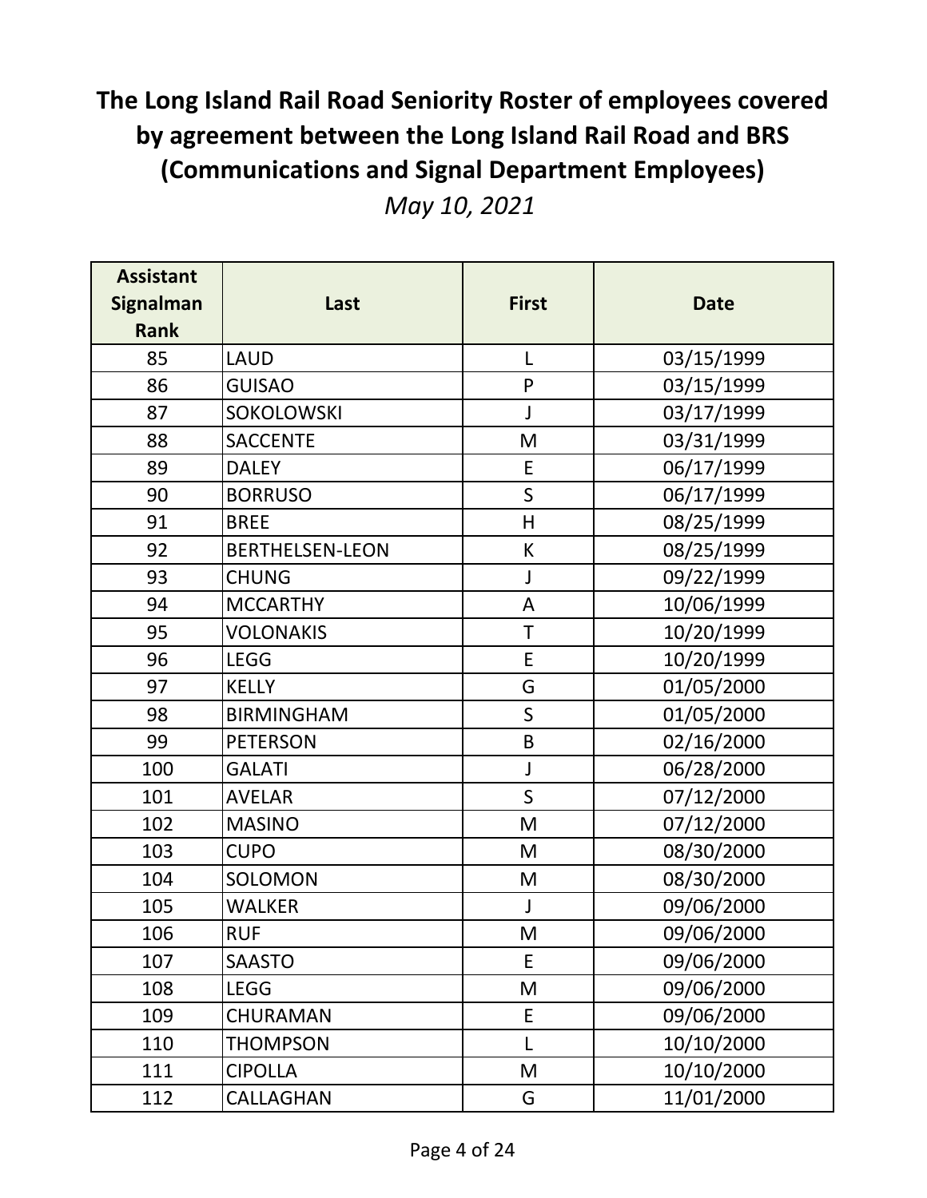# The Long Island Rail Road Seniority Roster of employees covered by agreement between the Long Island Rail Road and BRS (Communications and Signal Department Employees)

*May 10, 2021*

| Assistant Signalman Rank | Last | First | Date |
|---|---|---|---|
| 85 | LAUD | L | 03/15/1999 |
| 86 | GUISAO | P | 03/15/1999 |
| 87 | SOKOLOWSKI | J | 03/17/1999 |
| 88 | SACCENTE | M | 03/31/1999 |
| 89 | DALEY | E | 06/17/1999 |
| 90 | BORRUSO | S | 06/17/1999 |
| 91 | BREE | H | 08/25/1999 |
| 92 | BERTHELSEN-LEON | K | 08/25/1999 |
| 93 | CHUNG | J | 09/22/1999 |
| 94 | MCCARTHY | A | 10/06/1999 |
| 95 | VOLONAKIS | T | 10/20/1999 |
| 96 | LEGG | E | 10/20/1999 |
| 97 | KELLY | G | 01/05/2000 |
| 98 | BIRMINGHAM | S | 01/05/2000 |
| 99 | PETERSON | B | 02/16/2000 |
| 100 | GALATI | J | 06/28/2000 |
| 101 | AVELAR | S | 07/12/2000 |
| 102 | MASINO | M | 07/12/2000 |
| 103 | CUPO | M | 08/30/2000 |
| 104 | SOLOMON | M | 08/30/2000 |
| 105 | WALKER | J | 09/06/2000 |
| 106 | RUF | M | 09/06/2000 |
| 107 | SAASTO | E | 09/06/2000 |
| 108 | LEGG | M | 09/06/2000 |
| 109 | CHURAMAN | E | 09/06/2000 |
| 110 | THOMPSON | L | 10/10/2000 |
| 111 | CIPOLLA | M | 10/10/2000 |
| 112 | CALLAGHAN | G | 11/01/2000 |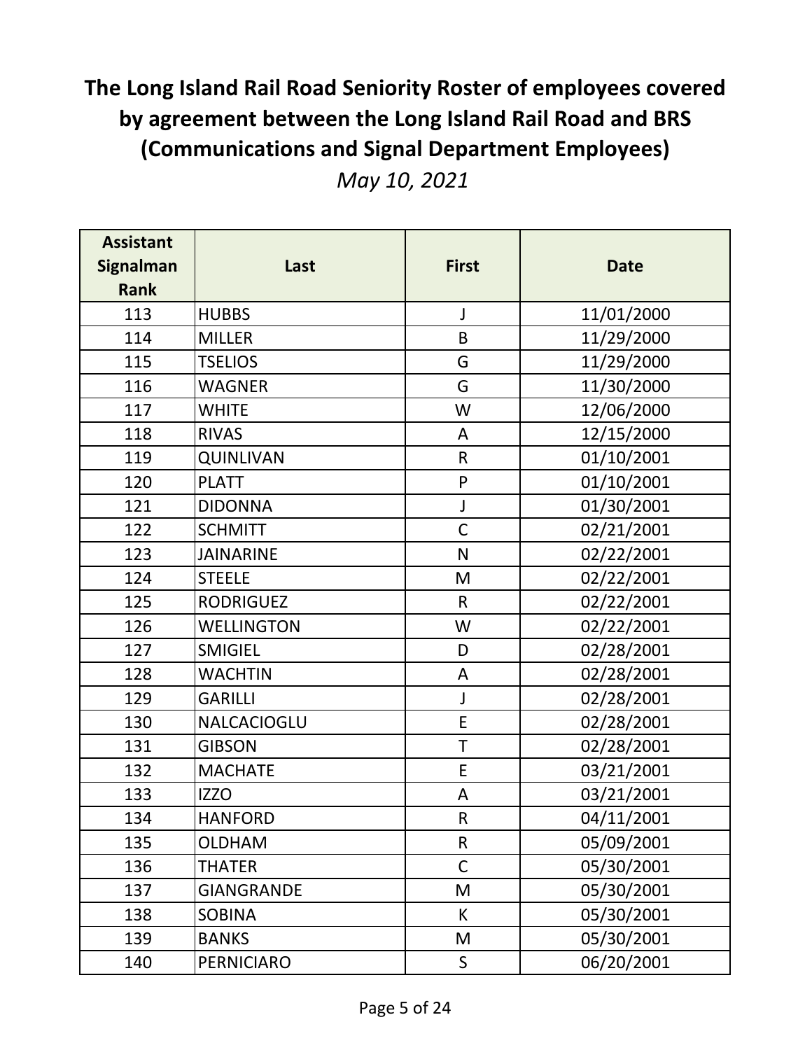# The Long Island Rail Road Seniority Roster of employees covered by agreement between the Long Island Rail Road and BRS (Communications and Signal Department Employees)

*May 10, 2021*

| Assistant Signalman Rank | Last | First | Date |
|---|---|---|---|
| 113 | HUBBS | J | 11/01/2000 |
| 114 | MILLER | B | 11/29/2000 |
| 115 | TSELIOS | G | 11/29/2000 |
| 116 | WAGNER | G | 11/30/2000 |
| 117 | WHITE | W | 12/06/2000 |
| 118 | RIVAS | A | 12/15/2000 |
| 119 | QUINLIVAN | R | 01/10/2001 |
| 120 | PLATT | P | 01/10/2001 |
| 121 | DIDONNA | J | 01/30/2001 |
| 122 | SCHMITT | C | 02/21/2001 |
| 123 | JAINARINE | N | 02/22/2001 |
| 124 | STEELE | M | 02/22/2001 |
| 125 | RODRIGUEZ | R | 02/22/2001 |
| 126 | WELLINGTON | W | 02/22/2001 |
| 127 | SMIGIEL | D | 02/28/2001 |
| 128 | WACHTIN | A | 02/28/2001 |
| 129 | GARILLI | J | 02/28/2001 |
| 130 | NALCACIOGLU | E | 02/28/2001 |
| 131 | GIBSON | T | 02/28/2001 |
| 132 | MACHATE | E | 03/21/2001 |
| 133 | IZZO | A | 03/21/2001 |
| 134 | HANFORD | R | 04/11/2001 |
| 135 | OLDHAM | R | 05/09/2001 |
| 136 | THATER | C | 05/30/2001 |
| 137 | GIANGRANDE | M | 05/30/2001 |
| 138 | SOBINA | K | 05/30/2001 |
| 139 | BANKS | M | 05/30/2001 |
| 140 | PERNICIARO | S | 06/20/2001 |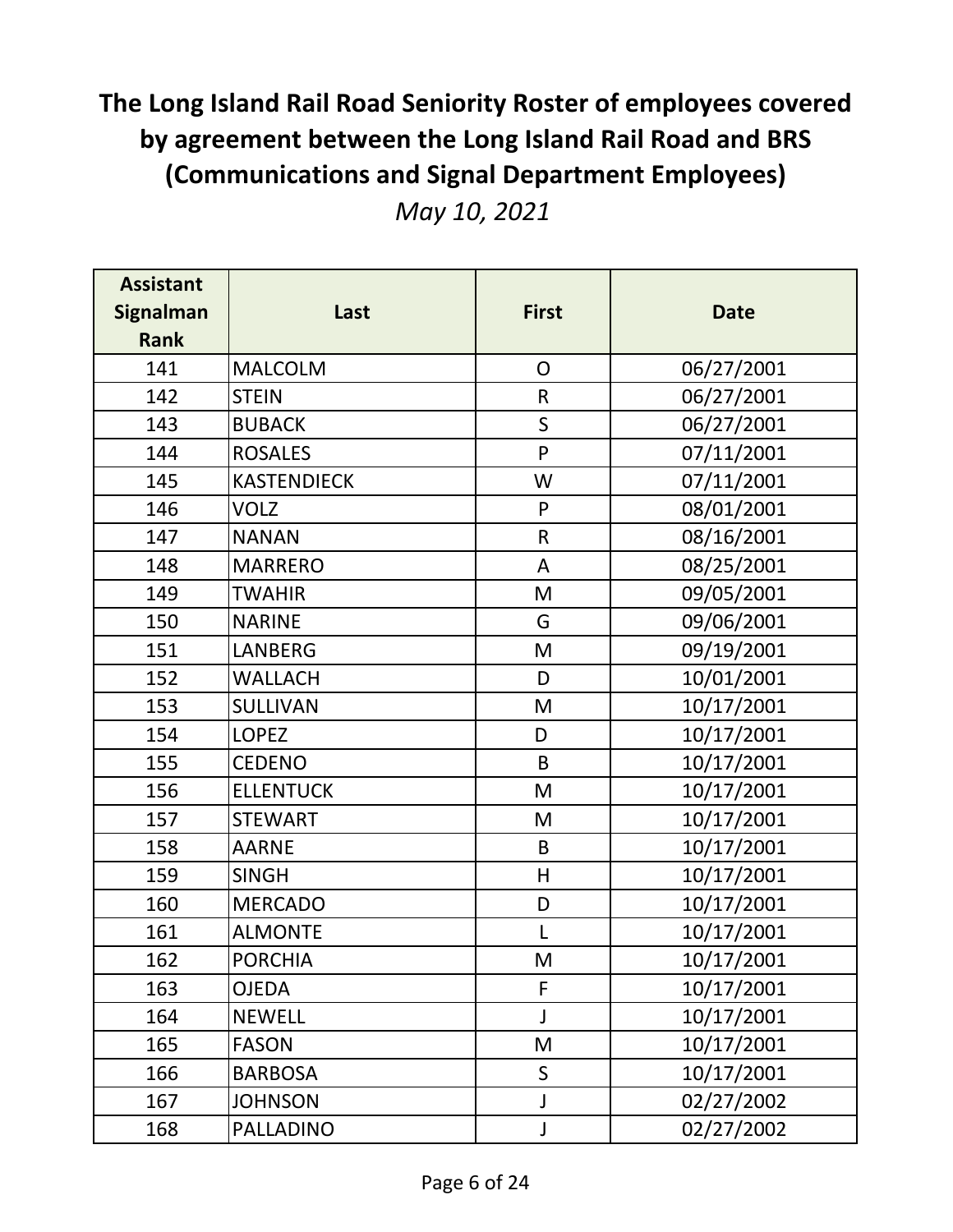# The Long Island Rail Road Seniority Roster of employees covered by agreement between the Long Island Rail Road and BRS (Communications and Signal Department Employees)

*May 10, 2021*

| Assistant Signalman Rank | Last | First | Date |
|---|---|---|---|
| 141 | MALCOLM | O | 06/27/2001 |
| 142 | STEIN | R | 06/27/2001 |
| 143 | BUBACK | S | 06/27/2001 |
| 144 | ROSALES | P | 07/11/2001 |
| 145 | KASTENDIECK | W | 07/11/2001 |
| 146 | VOLZ | P | 08/01/2001 |
| 147 | NANAN | R | 08/16/2001 |
| 148 | MARRERO | A | 08/25/2001 |
| 149 | TWAHIR | M | 09/05/2001 |
| 150 | NARINE | G | 09/06/2001 |
| 151 | LANBERG | M | 09/19/2001 |
| 152 | WALLACH | D | 10/01/2001 |
| 153 | SULLIVAN | M | 10/17/2001 |
| 154 | LOPEZ | D | 10/17/2001 |
| 155 | CEDENO | B | 10/17/2001 |
| 156 | ELLENTUCK | M | 10/17/2001 |
| 157 | STEWART | M | 10/17/2001 |
| 158 | AARNE | B | 10/17/2001 |
| 159 | SINGH | H | 10/17/2001 |
| 160 | MERCADO | D | 10/17/2001 |
| 161 | ALMONTE | L | 10/17/2001 |
| 162 | PORCHIA | M | 10/17/2001 |
| 163 | OJEDA | F | 10/17/2001 |
| 164 | NEWELL | J | 10/17/2001 |
| 165 | FASON | M | 10/17/2001 |
| 166 | BARBOSA | S | 10/17/2001 |
| 167 | JOHNSON | J | 02/27/2002 |
| 168 | PALLADINO | J | 02/27/2002 |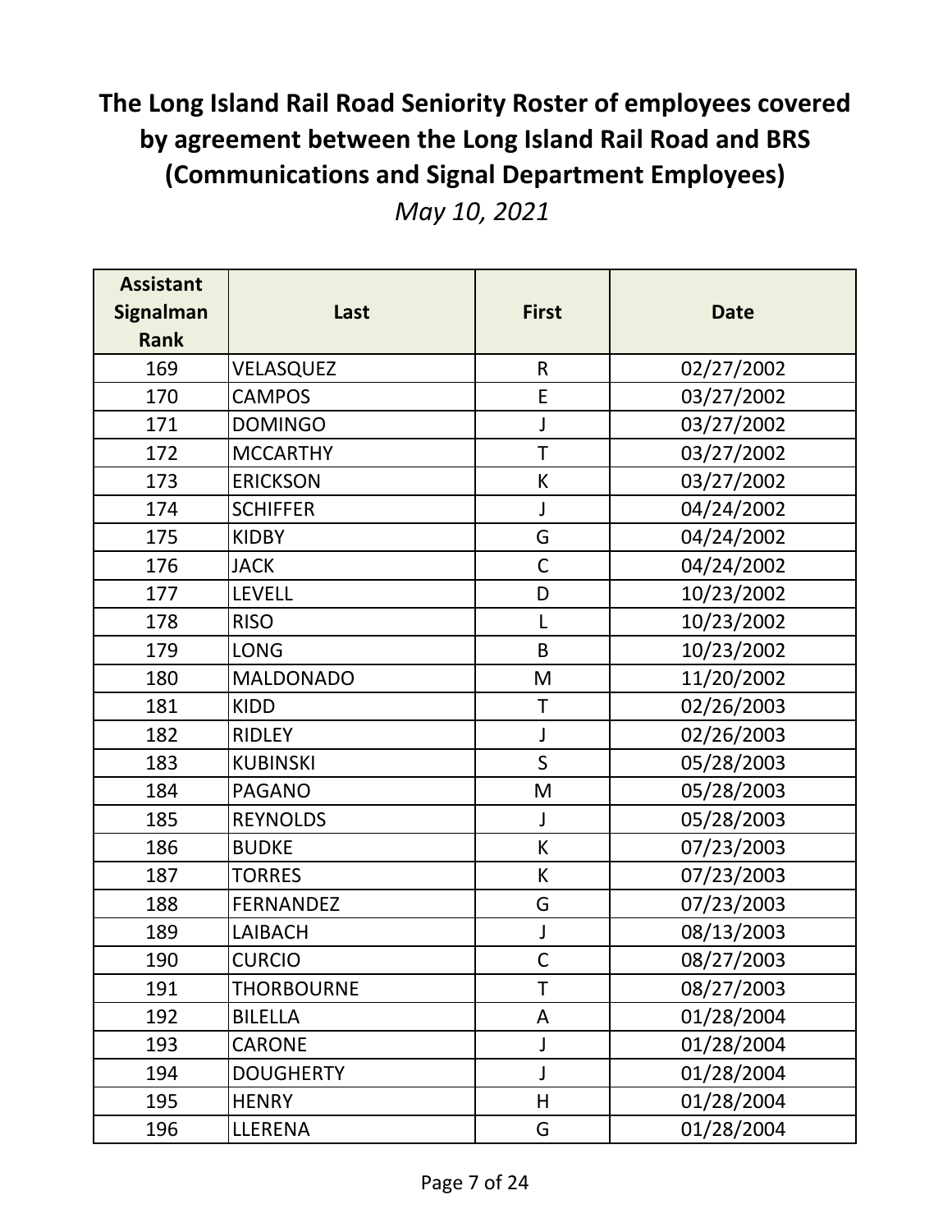# The Long Island Rail Road Seniority Roster of employees covered by agreement between the Long Island Rail Road and BRS (Communications and Signal Department Employees)

*May 10, 2021*

| Assistant Signalman Rank | Last | First | Date |
|---|---|---|---|
| 169 | VELASQUEZ | R | 02/27/2002 |
| 170 | CAMPOS | E | 03/27/2002 |
| 171 | DOMINGO | J | 03/27/2002 |
| 172 | MCCARTHY | T | 03/27/2002 |
| 173 | ERICKSON | K | 03/27/2002 |
| 174 | SCHIFFER | J | 04/24/2002 |
| 175 | KIDBY | G | 04/24/2002 |
| 176 | JACK | C | 04/24/2002 |
| 177 | LEVELL | D | 10/23/2002 |
| 178 | RISO | L | 10/23/2002 |
| 179 | LONG | B | 10/23/2002 |
| 180 | MALDONADO | M | 11/20/2002 |
| 181 | KIDD | T | 02/26/2003 |
| 182 | RIDLEY | J | 02/26/2003 |
| 183 | KUBINSKI | S | 05/28/2003 |
| 184 | PAGANO | M | 05/28/2003 |
| 185 | REYNOLDS | J | 05/28/2003 |
| 186 | BUDKE | K | 07/23/2003 |
| 187 | TORRES | K | 07/23/2003 |
| 188 | FERNANDEZ | G | 07/23/2003 |
| 189 | LAIBACH | J | 08/13/2003 |
| 190 | CURCIO | C | 08/27/2003 |
| 191 | THORBOURNE | T | 08/27/2003 |
| 192 | BILELLA | A | 01/28/2004 |
| 193 | CARONE | J | 01/28/2004 |
| 194 | DOUGHERTY | J | 01/28/2004 |
| 195 | HENRY | H | 01/28/2004 |
| 196 | LLERENA | G | 01/28/2004 |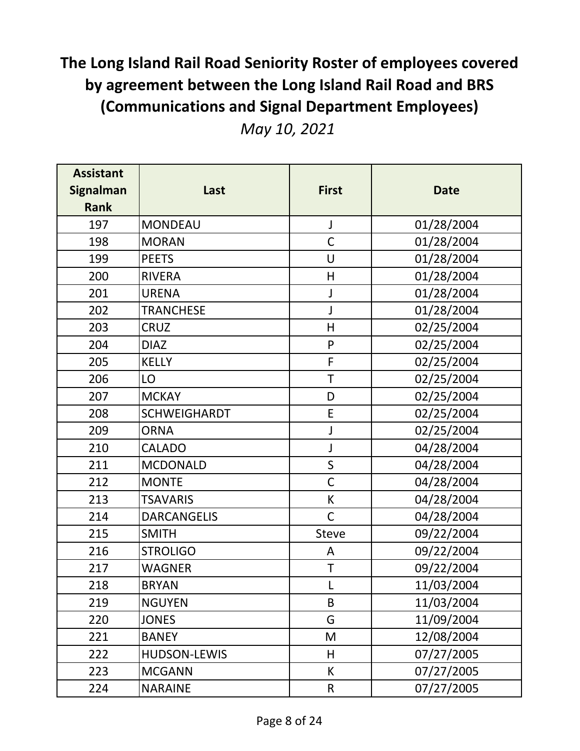# The Long Island Rail Road Seniority Roster of employees covered by agreement between the Long Island Rail Road and BRS (Communications and Signal Department Employees)

*May 10, 2021*

| Assistant Signalman Rank | Last | First | Date |
|---|---|---|---|
| 197 | MONDEAU | J | 01/28/2004 |
| 198 | MORAN | C | 01/28/2004 |
| 199 | PEETS | U | 01/28/2004 |
| 200 | RIVERA | H | 01/28/2004 |
| 201 | URENA | J | 01/28/2004 |
| 202 | TRANCHESE | J | 01/28/2004 |
| 203 | CRUZ | H | 02/25/2004 |
| 204 | DIAZ | P | 02/25/2004 |
| 205 | KELLY | F | 02/25/2004 |
| 206 | LO | T | 02/25/2004 |
| 207 | MCKAY | D | 02/25/2004 |
| 208 | SCHWEIGHARDT | E | 02/25/2004 |
| 209 | ORNA | J | 02/25/2004 |
| 210 | CALADO | J | 04/28/2004 |
| 211 | MCDONALD | S | 04/28/2004 |
| 212 | MONTE | C | 04/28/2004 |
| 213 | TSAVARIS | K | 04/28/2004 |
| 214 | DARCANGELIS | C | 04/28/2004 |
| 215 | SMITH | Steve | 09/22/2004 |
| 216 | STROLIGO | A | 09/22/2004 |
| 217 | WAGNER | T | 09/22/2004 |
| 218 | BRYAN | L | 11/03/2004 |
| 219 | NGUYEN | B | 11/03/2004 |
| 220 | JONES | G | 11/09/2004 |
| 221 | BANEY | M | 12/08/2004 |
| 222 | HUDSON-LEWIS | H | 07/27/2005 |
| 223 | MCGANN | K | 07/27/2005 |
| 224 | NARAINE | R | 07/27/2005 |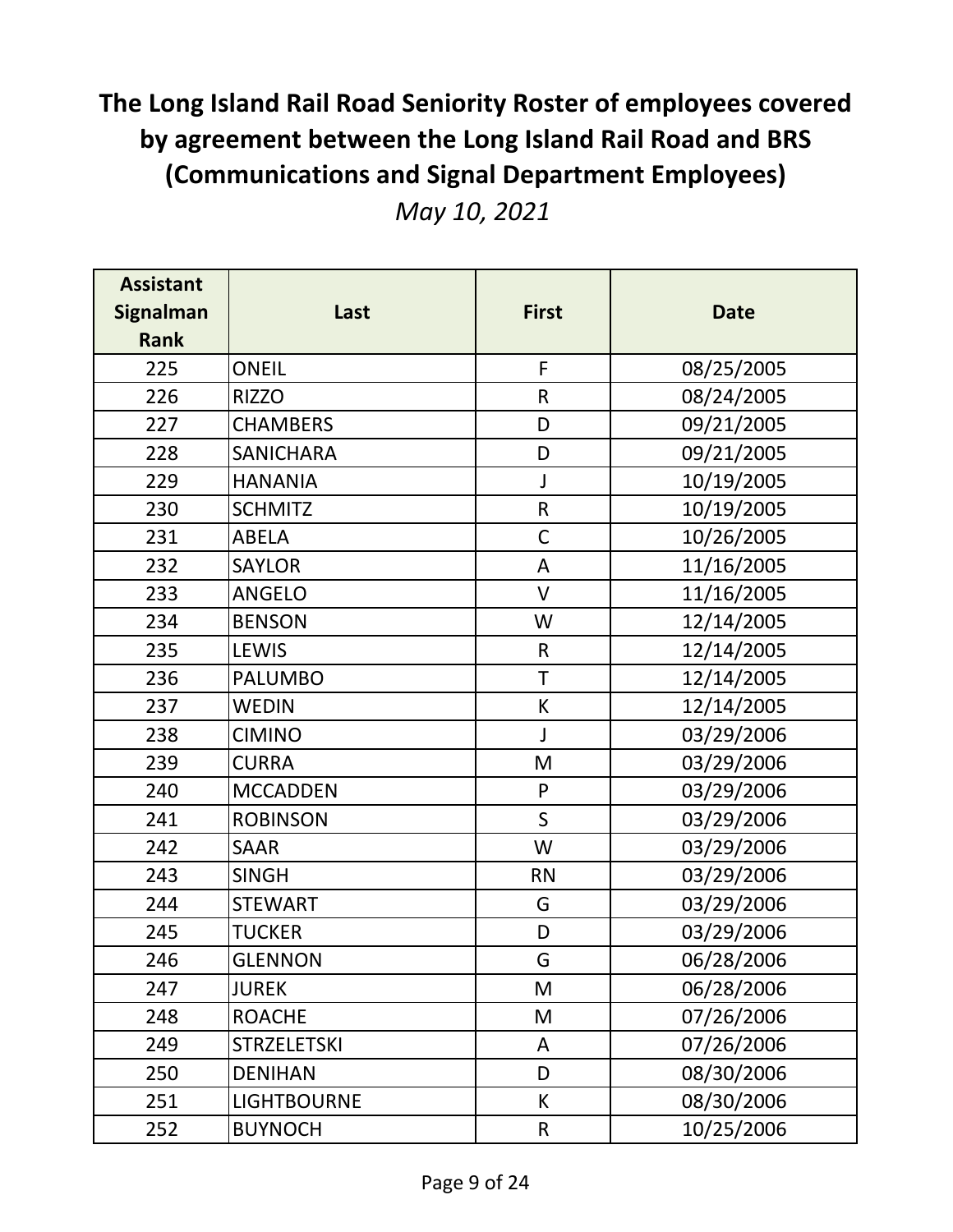# The Long Island Rail Road Seniority Roster of employees covered by agreement between the Long Island Rail Road and BRS (Communications and Signal Department Employees)

*May 10, 2021*

| Assistant Signalman Rank | Last | First | Date |
|---|---|---|---|
| 225 | ONEIL | F | 08/25/2005 |
| 226 | RIZZO | R | 08/24/2005 |
| 227 | CHAMBERS | D | 09/21/2005 |
| 228 | SANICHARA | D | 09/21/2005 |
| 229 | HANANIA | J | 10/19/2005 |
| 230 | SCHMITZ | R | 10/19/2005 |
| 231 | ABELA | C | 10/26/2005 |
| 232 | SAYLOR | A | 11/16/2005 |
| 233 | ANGELO | V | 11/16/2005 |
| 234 | BENSON | W | 12/14/2005 |
| 235 | LEWIS | R | 12/14/2005 |
| 236 | PALUMBO | T | 12/14/2005 |
| 237 | WEDIN | K | 12/14/2005 |
| 238 | CIMINO | J | 03/29/2006 |
| 239 | CURRA | M | 03/29/2006 |
| 240 | MCCADDEN | P | 03/29/2006 |
| 241 | ROBINSON | S | 03/29/2006 |
| 242 | SAAR | W | 03/29/2006 |
| 243 | SINGH | RN | 03/29/2006 |
| 244 | STEWART | G | 03/29/2006 |
| 245 | TUCKER | D | 03/29/2006 |
| 246 | GLENNON | G | 06/28/2006 |
| 247 | JUREK | M | 06/28/2006 |
| 248 | ROACHE | M | 07/26/2006 |
| 249 | STRZELETSKI | A | 07/26/2006 |
| 250 | DENIHAN | D | 08/30/2006 |
| 251 | LIGHTBOURNE | K | 08/30/2006 |
| 252 | BUYNOCH | R | 10/25/2006 |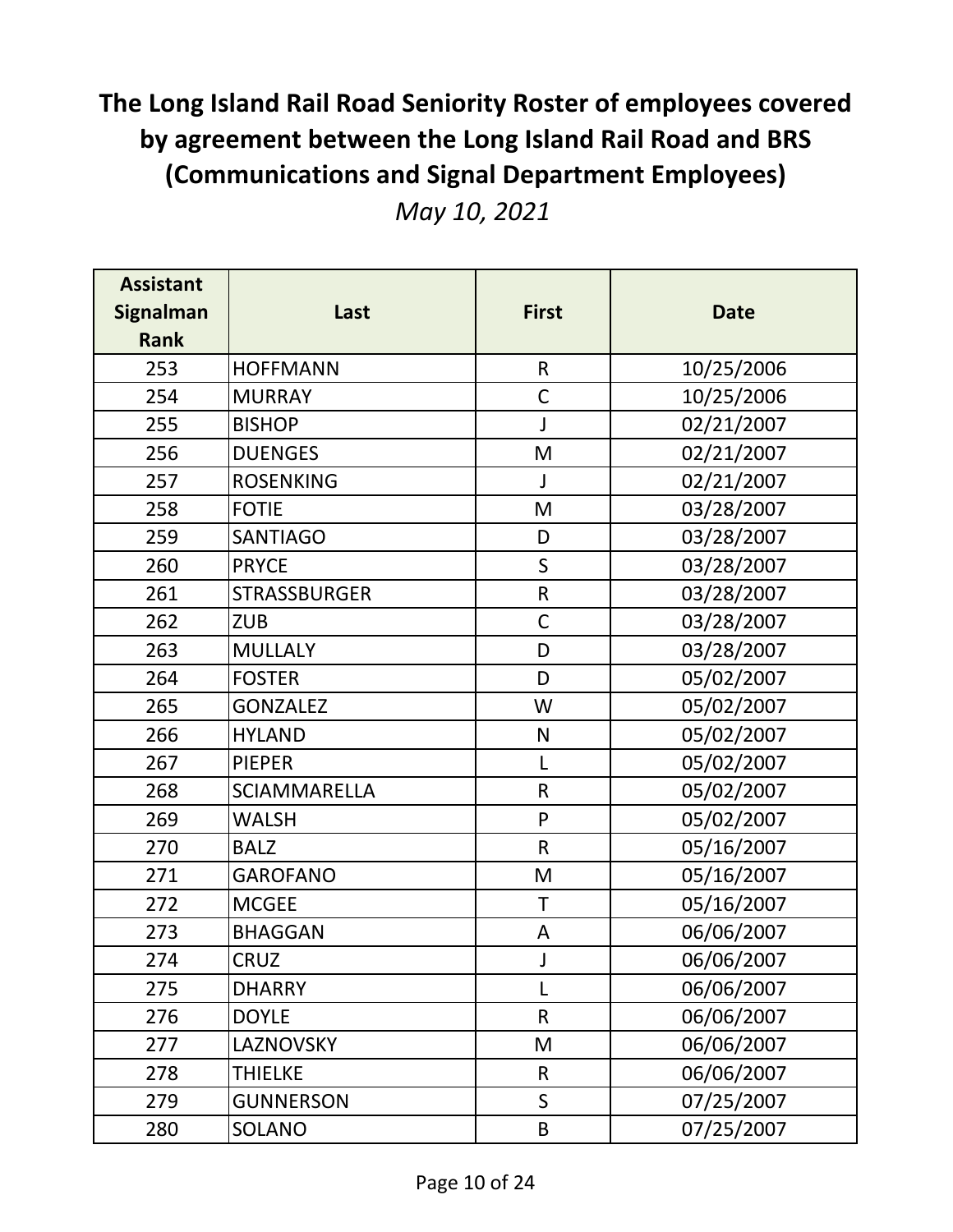# The Long Island Rail Road Seniority Roster of employees covered by agreement between the Long Island Rail Road and BRS (Communications and Signal Department Employees)

*May 10, 2021*

| Assistant Signalman Rank | Last | First | Date |
|---|---|---|---|
| 253 | HOFFMANN | R | 10/25/2006 |
| 254 | MURRAY | C | 10/25/2006 |
| 255 | BISHOP | J | 02/21/2007 |
| 256 | DUENGES | M | 02/21/2007 |
| 257 | ROSENKING | J | 02/21/2007 |
| 258 | FOTIE | M | 03/28/2007 |
| 259 | SANTIAGO | D | 03/28/2007 |
| 260 | PRYCE | S | 03/28/2007 |
| 261 | STRASSBURGER | R | 03/28/2007 |
| 262 | ZUB | C | 03/28/2007 |
| 263 | MULLALY | D | 03/28/2007 |
| 264 | FOSTER | D | 05/02/2007 |
| 265 | GONZALEZ | W | 05/02/2007 |
| 266 | HYLAND | N | 05/02/2007 |
| 267 | PIEPER | L | 05/02/2007 |
| 268 | SCIAMMARELLA | R | 05/02/2007 |
| 269 | WALSH | P | 05/02/2007 |
| 270 | BALZ | R | 05/16/2007 |
| 271 | GAROFANO | M | 05/16/2007 |
| 272 | MCGEE | T | 05/16/2007 |
| 273 | BHAGGAN | A | 06/06/2007 |
| 274 | CRUZ | J | 06/06/2007 |
| 275 | DHARRY | L | 06/06/2007 |
| 276 | DOYLE | R | 06/06/2007 |
| 277 | LAZNOVSKY | M | 06/06/2007 |
| 278 | THIELKE | R | 06/06/2007 |
| 279 | GUNNERSON | S | 07/25/2007 |
| 280 | SOLANO | B | 07/25/2007 |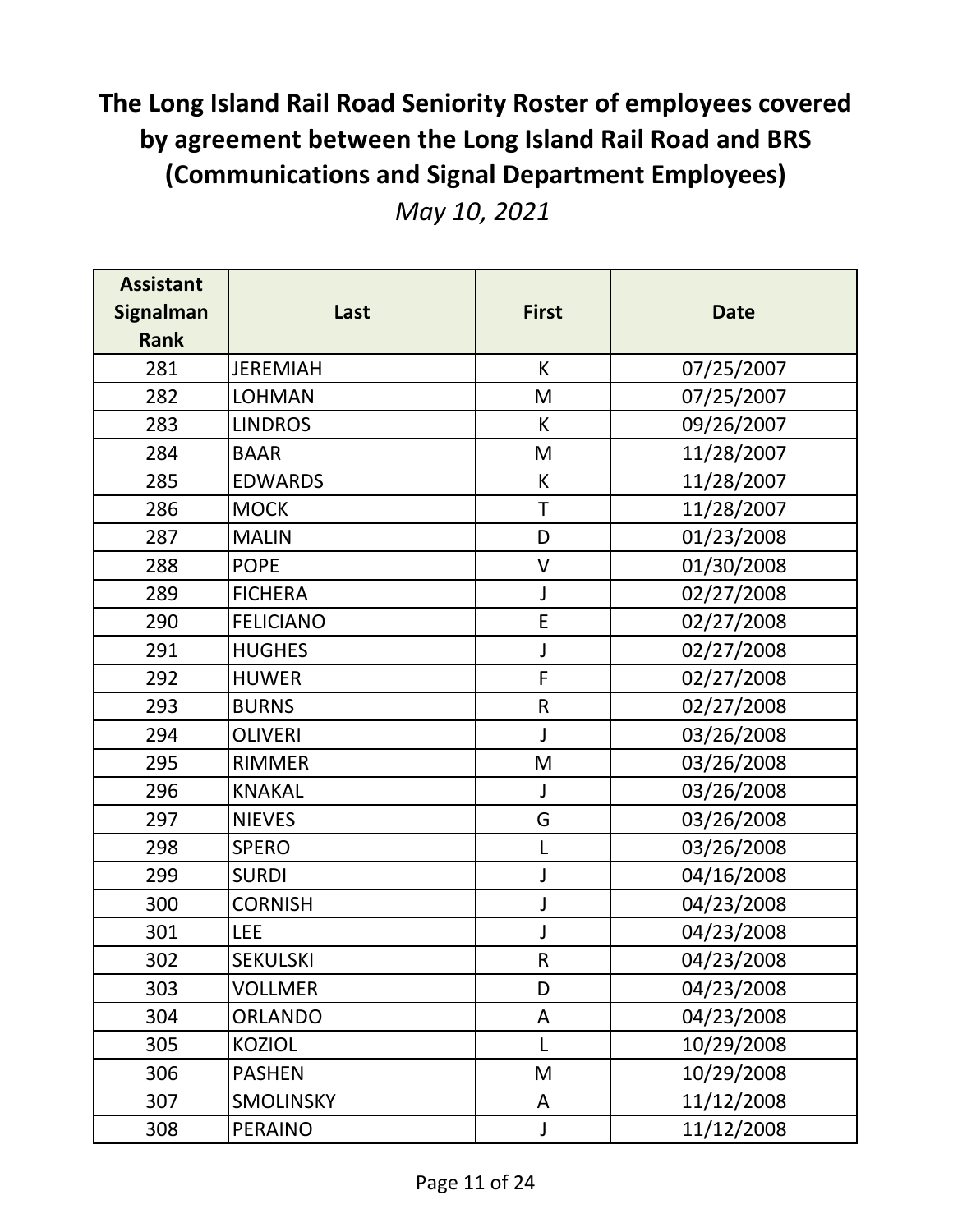# The Long Island Rail Road Seniority Roster of employees covered by agreement between the Long Island Rail Road and BRS (Communications and Signal Department Employees)

*May 10, 2021*

| Assistant Signalman Rank | Last | First | Date |
|---|---|---|---|
| 281 | JEREMIAH | K | 07/25/2007 |
| 282 | LOHMAN | M | 07/25/2007 |
| 283 | LINDROS | K | 09/26/2007 |
| 284 | BAAR | M | 11/28/2007 |
| 285 | EDWARDS | K | 11/28/2007 |
| 286 | MOCK | T | 11/28/2007 |
| 287 | MALIN | D | 01/23/2008 |
| 288 | POPE | V | 01/30/2008 |
| 289 | FICHERA | J | 02/27/2008 |
| 290 | FELICIANO | E | 02/27/2008 |
| 291 | HUGHES | J | 02/27/2008 |
| 292 | HUWER | F | 02/27/2008 |
| 293 | BURNS | R | 02/27/2008 |
| 294 | OLIVERI | J | 03/26/2008 |
| 295 | RIMMER | M | 03/26/2008 |
| 296 | KNAKAL | J | 03/26/2008 |
| 297 | NIEVES | G | 03/26/2008 |
| 298 | SPERO | L | 03/26/2008 |
| 299 | SURDI | J | 04/16/2008 |
| 300 | CORNISH | J | 04/23/2008 |
| 301 | LEE | J | 04/23/2008 |
| 302 | SEKULSKI | R | 04/23/2008 |
| 303 | VOLLMER | D | 04/23/2008 |
| 304 | ORLANDO | A | 04/23/2008 |
| 305 | KOZIOL | L | 10/29/2008 |
| 306 | PASHEN | M | 10/29/2008 |
| 307 | SMOLINSKY | A | 11/12/2008 |
| 308 | PERAINO | J | 11/12/2008 |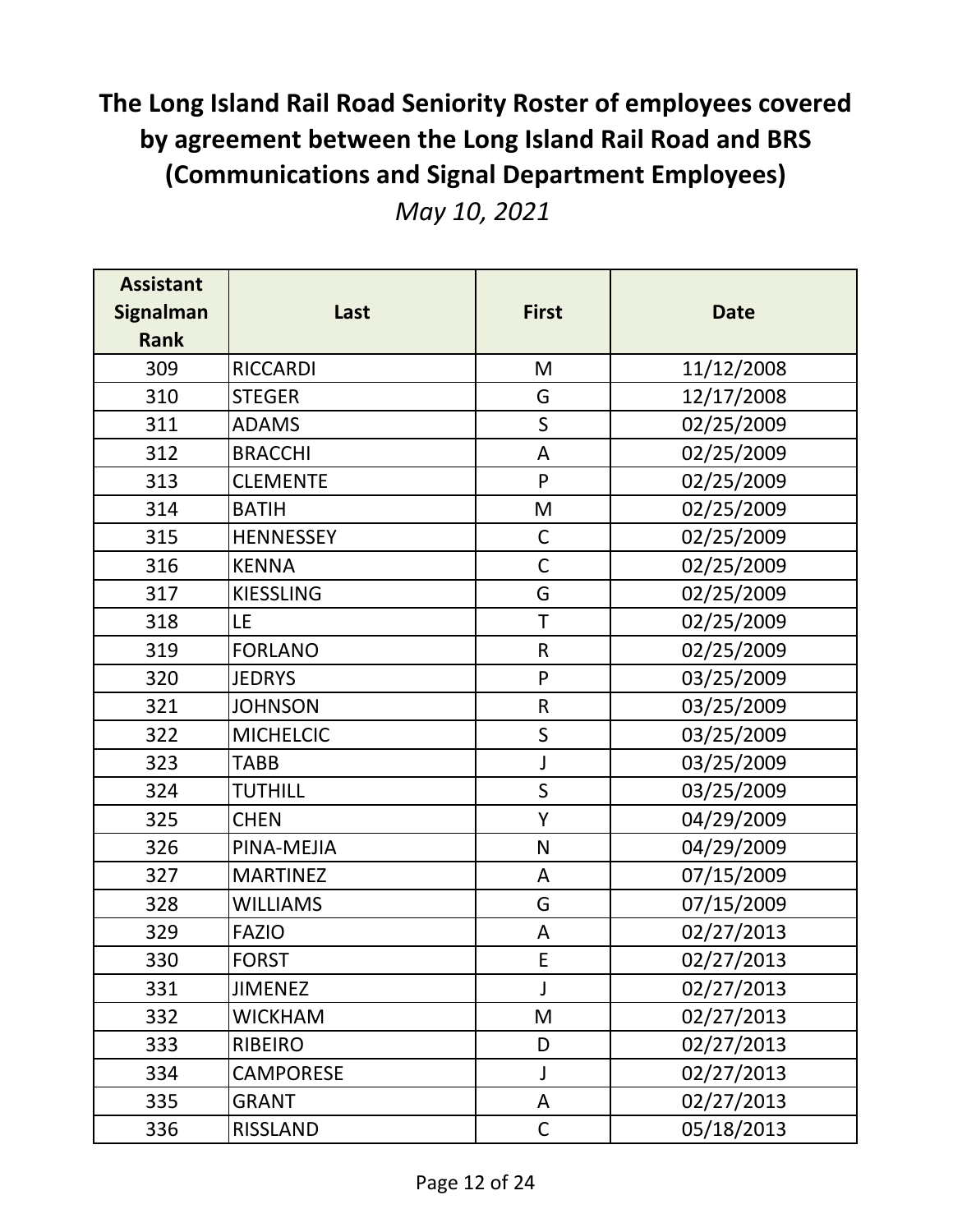# The Long Island Rail Road Seniority Roster of employees covered by agreement between the Long Island Rail Road and BRS (Communications and Signal Department Employees)

*May 10, 2021*

| Assistant Signalman Rank | Last | First | Date |
|---|---|---|---|
| 309 | RICCARDI | M | 11/12/2008 |
| 310 | STEGER | G | 12/17/2008 |
| 311 | ADAMS | S | 02/25/2009 |
| 312 | BRACCHI | A | 02/25/2009 |
| 313 | CLEMENTE | P | 02/25/2009 |
| 314 | BATIH | M | 02/25/2009 |
| 315 | HENNESSEY | C | 02/25/2009 |
| 316 | KENNA | C | 02/25/2009 |
| 317 | KIESSLING | G | 02/25/2009 |
| 318 | LE | T | 02/25/2009 |
| 319 | FORLANO | R | 02/25/2009 |
| 320 | JEDRYS | P | 03/25/2009 |
| 321 | JOHNSON | R | 03/25/2009 |
| 322 | MICHELCIC | S | 03/25/2009 |
| 323 | TABB | J | 03/25/2009 |
| 324 | TUTHILL | S | 03/25/2009 |
| 325 | CHEN | Y | 04/29/2009 |
| 326 | PINA-MEJIA | N | 04/29/2009 |
| 327 | MARTINEZ | A | 07/15/2009 |
| 328 | WILLIAMS | G | 07/15/2009 |
| 329 | FAZIO | A | 02/27/2013 |
| 330 | FORST | E | 02/27/2013 |
| 331 | JIMENEZ | J | 02/27/2013 |
| 332 | WICKHAM | M | 02/27/2013 |
| 333 | RIBEIRO | D | 02/27/2013 |
| 334 | CAMPORESE | J | 02/27/2013 |
| 335 | GRANT | A | 02/27/2013 |
| 336 | RISSLAND | C | 05/18/2013 |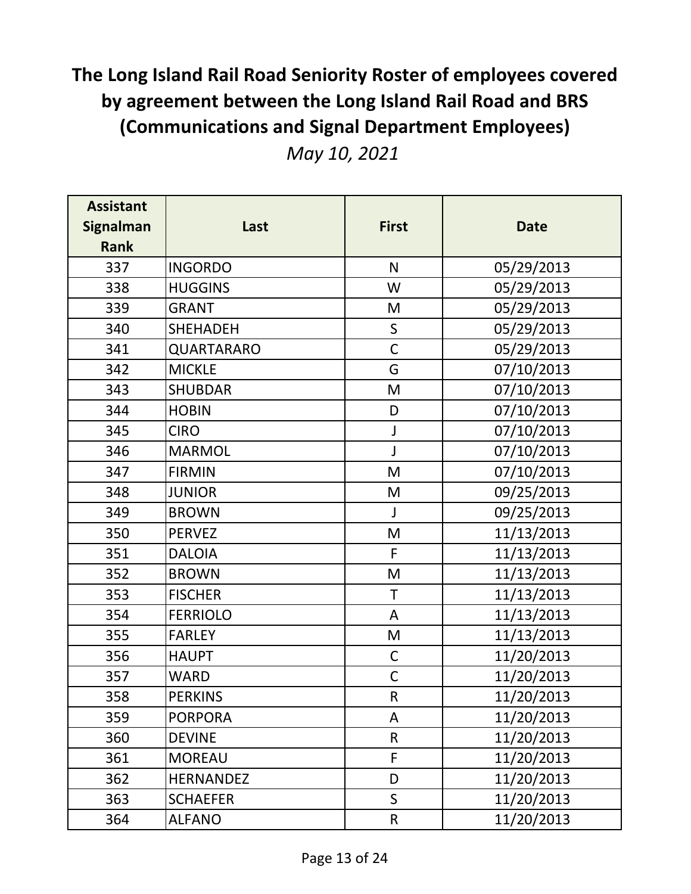# The Long Island Rail Road Seniority Roster of employees covered by agreement between the Long Island Rail Road and BRS (Communications and Signal Department Employees)

*May 10, 2021*

| Assistant Signalman Rank | Last | First | Date |
|---|---|---|---|
| 337 | INGORDO | N | 05/29/2013 |
| 338 | HUGGINS | W | 05/29/2013 |
| 339 | GRANT | M | 05/29/2013 |
| 340 | SHEHADEH | S | 05/29/2013 |
| 341 | QUARTARARO | C | 05/29/2013 |
| 342 | MICKLE | G | 07/10/2013 |
| 343 | SHUBDAR | M | 07/10/2013 |
| 344 | HOBIN | D | 07/10/2013 |
| 345 | CIRO | J | 07/10/2013 |
| 346 | MARMOL | J | 07/10/2013 |
| 347 | FIRMIN | M | 07/10/2013 |
| 348 | JUNIOR | M | 09/25/2013 |
| 349 | BROWN | J | 09/25/2013 |
| 350 | PERVEZ | M | 11/13/2013 |
| 351 | DALOIA | F | 11/13/2013 |
| 352 | BROWN | M | 11/13/2013 |
| 353 | FISCHER | T | 11/13/2013 |
| 354 | FERRIOLO | A | 11/13/2013 |
| 355 | FARLEY | M | 11/13/2013 |
| 356 | HAUPT | C | 11/20/2013 |
| 357 | WARD | C | 11/20/2013 |
| 358 | PERKINS | R | 11/20/2013 |
| 359 | PORPORA | A | 11/20/2013 |
| 360 | DEVINE | R | 11/20/2013 |
| 361 | MOREAU | F | 11/20/2013 |
| 362 | HERNANDEZ | D | 11/20/2013 |
| 363 | SCHAEFER | S | 11/20/2013 |
| 364 | ALFANO | R | 11/20/2013 |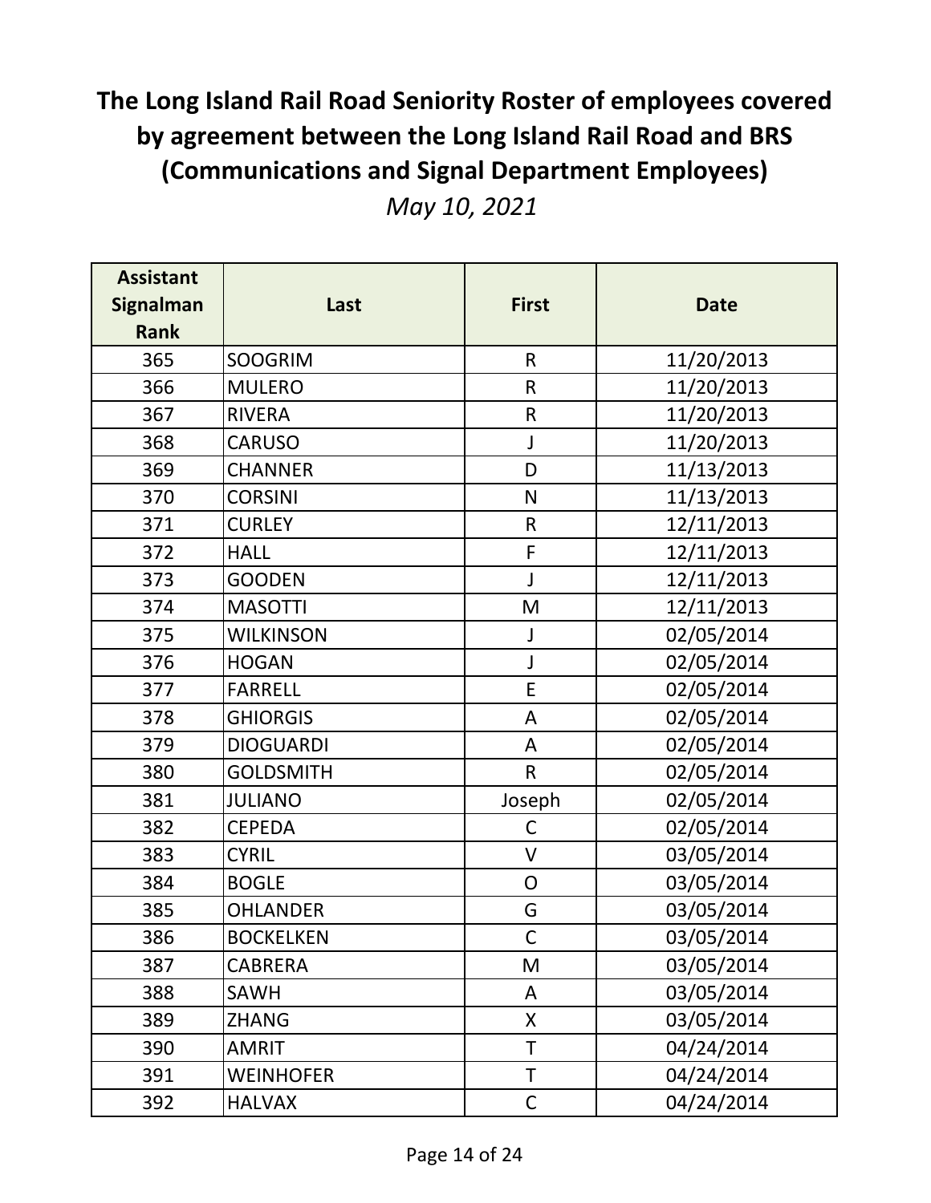# The Long Island Rail Road Seniority Roster of employees covered by agreement between the Long Island Rail Road and BRS (Communications and Signal Department Employees)

*May 10, 2021*

| Assistant Signalman Rank | Last | First | Date |
|---|---|---|---|
| 365 | SOOGRIM | R | 11/20/2013 |
| 366 | MULERO | R | 11/20/2013 |
| 367 | RIVERA | R | 11/20/2013 |
| 368 | CARUSO | J | 11/20/2013 |
| 369 | CHANNER | D | 11/13/2013 |
| 370 | CORSINI | N | 11/13/2013 |
| 371 | CURLEY | R | 12/11/2013 |
| 372 | HALL | F | 12/11/2013 |
| 373 | GOODEN | J | 12/11/2013 |
| 374 | MASOTTI | M | 12/11/2013 |
| 375 | WILKINSON | J | 02/05/2014 |
| 376 | HOGAN | J | 02/05/2014 |
| 377 | FARRELL | E | 02/05/2014 |
| 378 | GHIORGIS | A | 02/05/2014 |
| 379 | DIOGUARDI | A | 02/05/2014 |
| 380 | GOLDSMITH | R | 02/05/2014 |
| 381 | JULIANO | Joseph | 02/05/2014 |
| 382 | CEPEDA | C | 02/05/2014 |
| 383 | CYRIL | V | 03/05/2014 |
| 384 | BOGLE | O | 03/05/2014 |
| 385 | OHLANDER | G | 03/05/2014 |
| 386 | BOCKELKEN | C | 03/05/2014 |
| 387 | CABRERA | M | 03/05/2014 |
| 388 | SAWH | A | 03/05/2014 |
| 389 | ZHANG | X | 03/05/2014 |
| 390 | AMRIT | T | 04/24/2014 |
| 391 | WEINHOFER | T | 04/24/2014 |
| 392 | HALVAX | C | 04/24/2014 |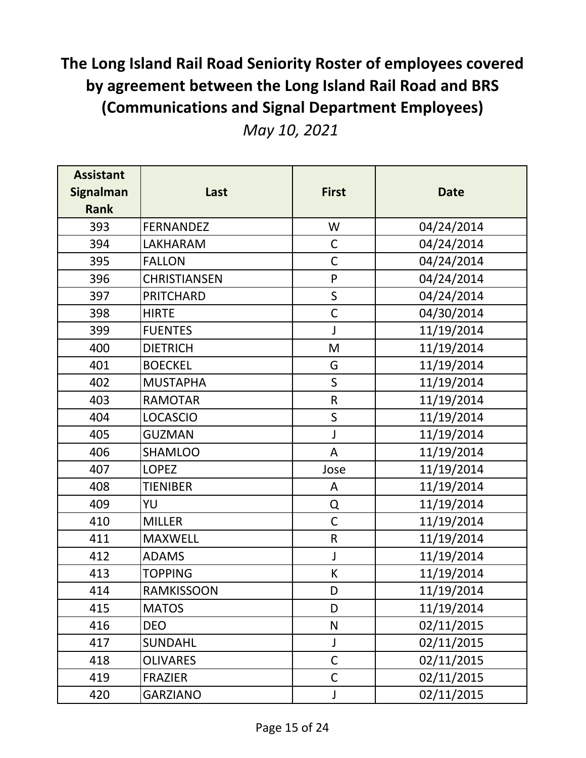# The Long Island Rail Road Seniority Roster of employees covered by agreement between the Long Island Rail Road and BRS (Communications and Signal Department Employees)

*May 10, 2021*

| Assistant Signalman Rank | Last | First | Date |
|---|---|---|---|
| 393 | FERNANDEZ | W | 04/24/2014 |
| 394 | LAKHARAM | C | 04/24/2014 |
| 395 | FALLON | C | 04/24/2014 |
| 396 | CHRISTIANSEN | P | 04/24/2014 |
| 397 | PRITCHARD | S | 04/24/2014 |
| 398 | HIRTE | C | 04/30/2014 |
| 399 | FUENTES | J | 11/19/2014 |
| 400 | DIETRICH | M | 11/19/2014 |
| 401 | BOECKEL | G | 11/19/2014 |
| 402 | MUSTAPHA | S | 11/19/2014 |
| 403 | RAMOTAR | R | 11/19/2014 |
| 404 | LOCASCIO | S | 11/19/2014 |
| 405 | GUZMAN | J | 11/19/2014 |
| 406 | SHAMLOO | A | 11/19/2014 |
| 407 | LOPEZ | Jose | 11/19/2014 |
| 408 | TIENIBER | A | 11/19/2014 |
| 409 | YU | Q | 11/19/2014 |
| 410 | MILLER | C | 11/19/2014 |
| 411 | MAXWELL | R | 11/19/2014 |
| 412 | ADAMS | J | 11/19/2014 |
| 413 | TOPPING | K | 11/19/2014 |
| 414 | RAMKISSOON | D | 11/19/2014 |
| 415 | MATOS | D | 11/19/2014 |
| 416 | DEO | N | 02/11/2015 |
| 417 | SUNDAHL | J | 02/11/2015 |
| 418 | OLIVARES | C | 02/11/2015 |
| 419 | FRAZIER | C | 02/11/2015 |
| 420 | GARZIANO | J | 02/11/2015 |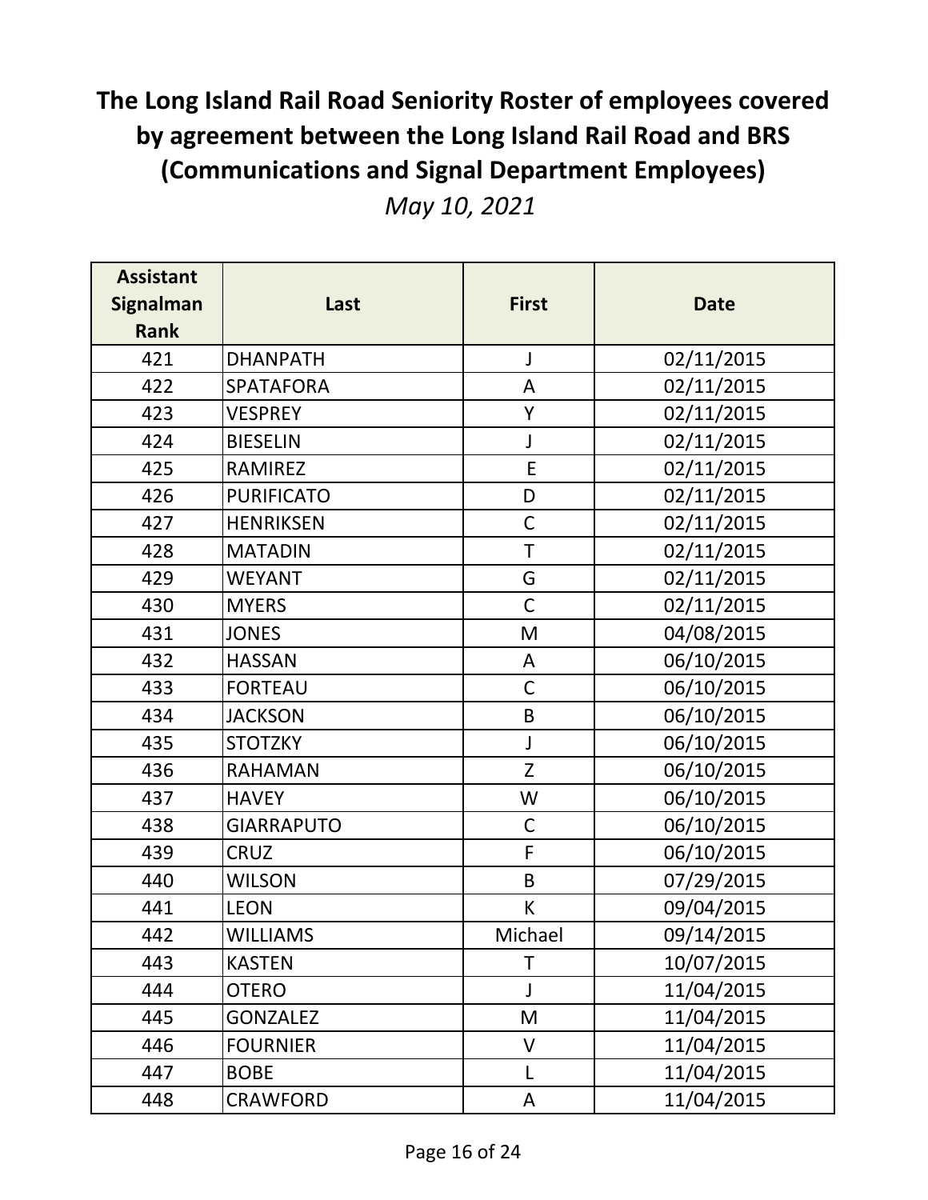# The Long Island Rail Road Seniority Roster of employees covered by agreement between the Long Island Rail Road and BRS (Communications and Signal Department Employees)

*May 10, 2021*

| Assistant Signalman Rank | Last | First | Date |
|---|---|---|---|
| 421 | DHANPATH | J | 02/11/2015 |
| 422 | SPATAFORA | A | 02/11/2015 |
| 423 | VESPREY | Y | 02/11/2015 |
| 424 | BIESELIN | J | 02/11/2015 |
| 425 | RAMIREZ | E | 02/11/2015 |
| 426 | PURIFICATO | D | 02/11/2015 |
| 427 | HENRIKSEN | C | 02/11/2015 |
| 428 | MATADIN | T | 02/11/2015 |
| 429 | WEYANT | G | 02/11/2015 |
| 430 | MYERS | C | 02/11/2015 |
| 431 | JONES | M | 04/08/2015 |
| 432 | HASSAN | A | 06/10/2015 |
| 433 | FORTEAU | C | 06/10/2015 |
| 434 | JACKSON | B | 06/10/2015 |
| 435 | STOTZKY | J | 06/10/2015 |
| 436 | RAHAMAN | Z | 06/10/2015 |
| 437 | HAVEY | W | 06/10/2015 |
| 438 | GIARRAPUTO | C | 06/10/2015 |
| 439 | CRUZ | F | 06/10/2015 |
| 440 | WILSON | B | 07/29/2015 |
| 441 | LEON | K | 09/04/2015 |
| 442 | WILLIAMS | Michael | 09/14/2015 |
| 443 | KASTEN | T | 10/07/2015 |
| 444 | OTERO | J | 11/04/2015 |
| 445 | GONZALEZ | M | 11/04/2015 |
| 446 | FOURNIER | V | 11/04/2015 |
| 447 | BOBE | L | 11/04/2015 |
| 448 | CRAWFORD | A | 11/04/2015 |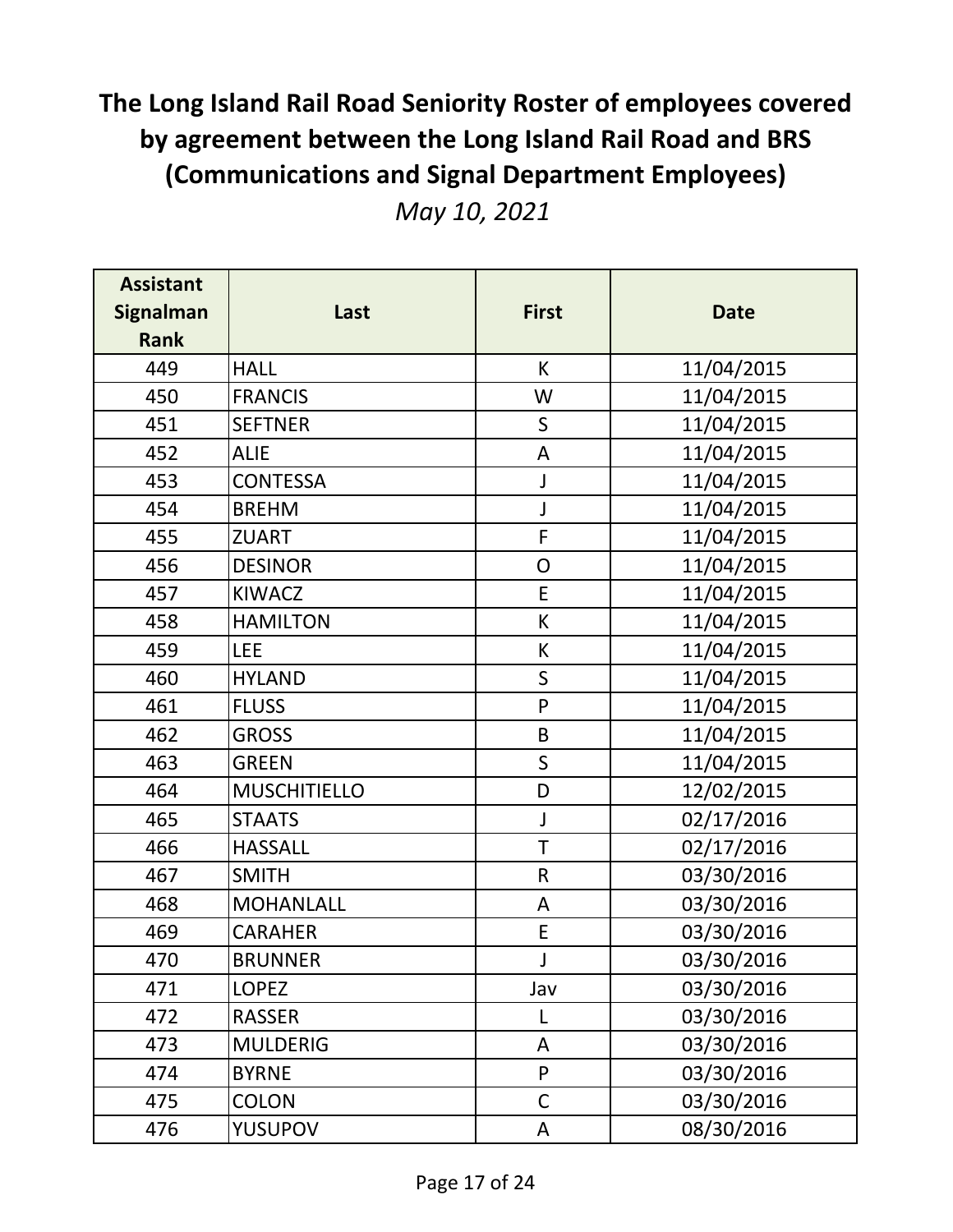# The Long Island Rail Road Seniority Roster of employees covered by agreement between the Long Island Rail Road and BRS (Communications and Signal Department Employees)

*May 10, 2021*

| Assistant Signalman Rank | Last | First | Date |
|---|---|---|---|
| 449 | HALL | K | 11/04/2015 |
| 450 | FRANCIS | W | 11/04/2015 |
| 451 | SEFTNER | S | 11/04/2015 |
| 452 | ALIE | A | 11/04/2015 |
| 453 | CONTESSA | J | 11/04/2015 |
| 454 | BREHM | J | 11/04/2015 |
| 455 | ZUART | F | 11/04/2015 |
| 456 | DESINOR | O | 11/04/2015 |
| 457 | KIWACZ | E | 11/04/2015 |
| 458 | HAMILTON | K | 11/04/2015 |
| 459 | LEE | K | 11/04/2015 |
| 460 | HYLAND | S | 11/04/2015 |
| 461 | FLUSS | P | 11/04/2015 |
| 462 | GROSS | B | 11/04/2015 |
| 463 | GREEN | S | 11/04/2015 |
| 464 | MUSCHITIELLO | D | 12/02/2015 |
| 465 | STAATS | J | 02/17/2016 |
| 466 | HASSALL | T | 02/17/2016 |
| 467 | SMITH | R | 03/30/2016 |
| 468 | MOHANLALL | A | 03/30/2016 |
| 469 | CARAHER | E | 03/30/2016 |
| 470 | BRUNNER | J | 03/30/2016 |
| 471 | LOPEZ | Jav | 03/30/2016 |
| 472 | RASSER | L | 03/30/2016 |
| 473 | MULDERIG | A | 03/30/2016 |
| 474 | BYRNE | P | 03/30/2016 |
| 475 | COLON | C | 03/30/2016 |
| 476 | YUSUPOV | A | 08/30/2016 |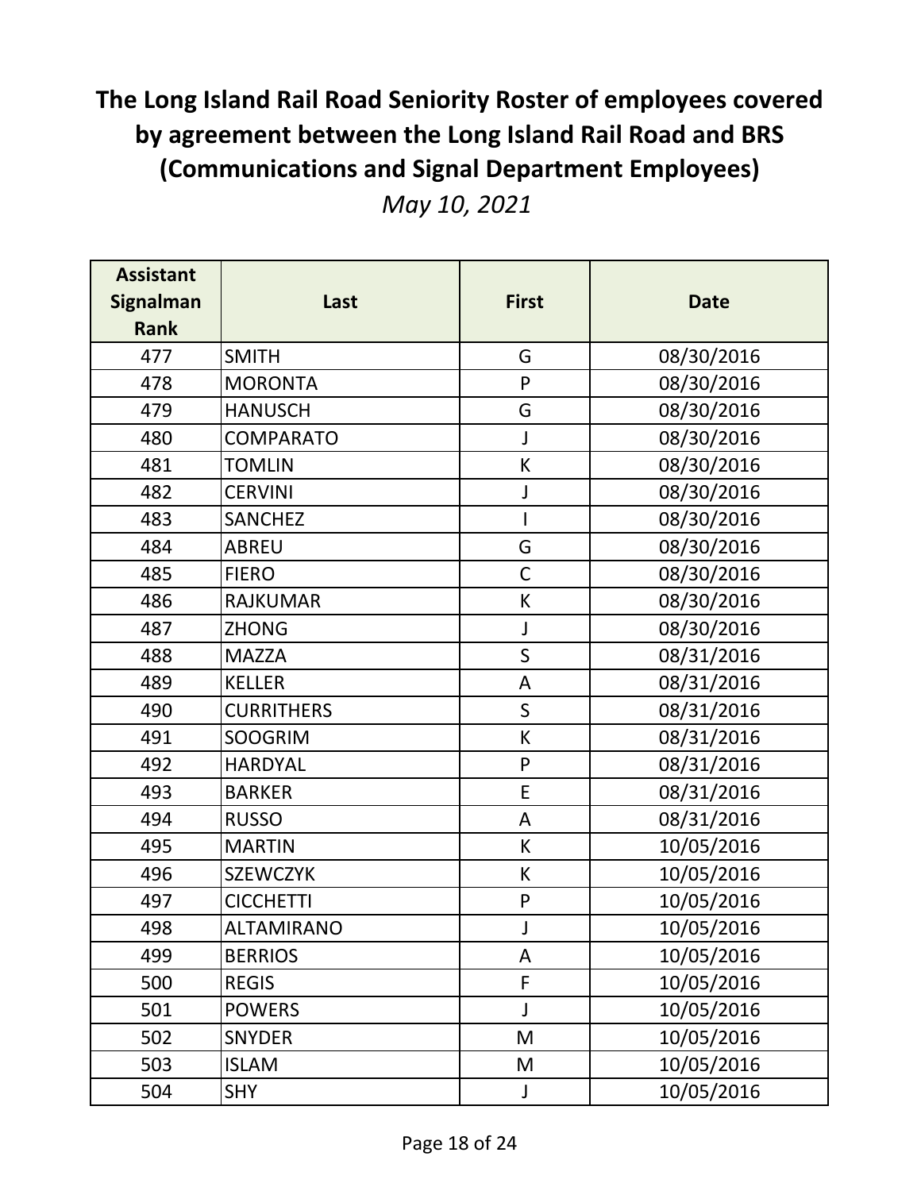# The Long Island Rail Road Seniority Roster of employees covered by agreement between the Long Island Rail Road and BRS (Communications and Signal Department Employees)

*May 10, 2021*

| Assistant Signalman Rank | Last | First | Date |
|---|---|---|---|
| 477 | SMITH | G | 08/30/2016 |
| 478 | MORONTA | P | 08/30/2016 |
| 479 | HANUSCH | G | 08/30/2016 |
| 480 | COMPARATO | J | 08/30/2016 |
| 481 | TOMLIN | K | 08/30/2016 |
| 482 | CERVINI | J | 08/30/2016 |
| 483 | SANCHEZ | I | 08/30/2016 |
| 484 | ABREU | G | 08/30/2016 |
| 485 | FIERO | C | 08/30/2016 |
| 486 | RAJKUMAR | K | 08/30/2016 |
| 487 | ZHONG | J | 08/30/2016 |
| 488 | MAZZA | S | 08/31/2016 |
| 489 | KELLER | A | 08/31/2016 |
| 490 | CURRITHERS | S | 08/31/2016 |
| 491 | SOOGRIM | K | 08/31/2016 |
| 492 | HARDYAL | P | 08/31/2016 |
| 493 | BARKER | E | 08/31/2016 |
| 494 | RUSSO | A | 08/31/2016 |
| 495 | MARTIN | K | 10/05/2016 |
| 496 | SZEWCZYK | K | 10/05/2016 |
| 497 | CICCHETTI | P | 10/05/2016 |
| 498 | ALTAMIRANO | J | 10/05/2016 |
| 499 | BERRIOS | A | 10/05/2016 |
| 500 | REGIS | F | 10/05/2016 |
| 501 | POWERS | J | 10/05/2016 |
| 502 | SNYDER | M | 10/05/2016 |
| 503 | ISLAM | M | 10/05/2016 |
| 504 | SHY | J | 10/05/2016 |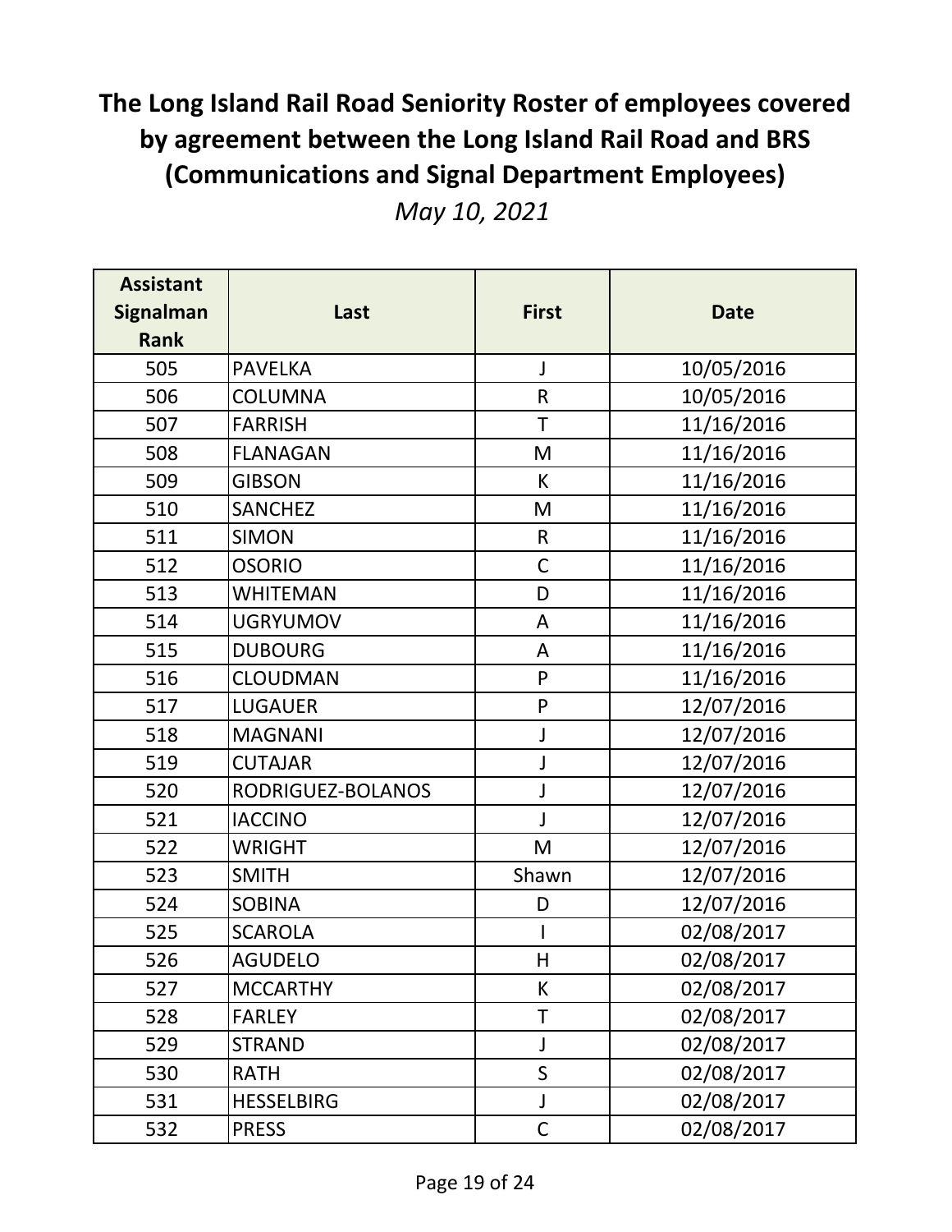# The Long Island Rail Road Seniority Roster of employees covered by agreement between the Long Island Rail Road and BRS (Communications and Signal Department Employees)

*May 10, 2021*

| Assistant Signalman Rank | Last | First | Date |
|---|---|---|---|
| 505 | PAVELKA | J | 10/05/2016 |
| 506 | COLUMNA | R | 10/05/2016 |
| 507 | FARRISH | T | 11/16/2016 |
| 508 | FLANAGAN | M | 11/16/2016 |
| 509 | GIBSON | K | 11/16/2016 |
| 510 | SANCHEZ | M | 11/16/2016 |
| 511 | SIMON | R | 11/16/2016 |
| 512 | OSORIO | C | 11/16/2016 |
| 513 | WHITEMAN | D | 11/16/2016 |
| 514 | UGRYUMOV | A | 11/16/2016 |
| 515 | DUBOURG | A | 11/16/2016 |
| 516 | CLOUDMAN | P | 11/16/2016 |
| 517 | LUGAUER | P | 12/07/2016 |
| 518 | MAGNANI | J | 12/07/2016 |
| 519 | CUTAJAR | J | 12/07/2016 |
| 520 | RODRIGUEZ-BOLANOS | J | 12/07/2016 |
| 521 | IACCINO | J | 12/07/2016 |
| 522 | WRIGHT | M | 12/07/2016 |
| 523 | SMITH | Shawn | 12/07/2016 |
| 524 | SOBINA | D | 12/07/2016 |
| 525 | SCAROLA | I | 02/08/2017 |
| 526 | AGUDELO | H | 02/08/2017 |
| 527 | MCCARTHY | K | 02/08/2017 |
| 528 | FARLEY | T | 02/08/2017 |
| 529 | STRAND | J | 02/08/2017 |
| 530 | RATH | S | 02/08/2017 |
| 531 | HESSELBIRG | J | 02/08/2017 |
| 532 | PRESS | C | 02/08/2017 |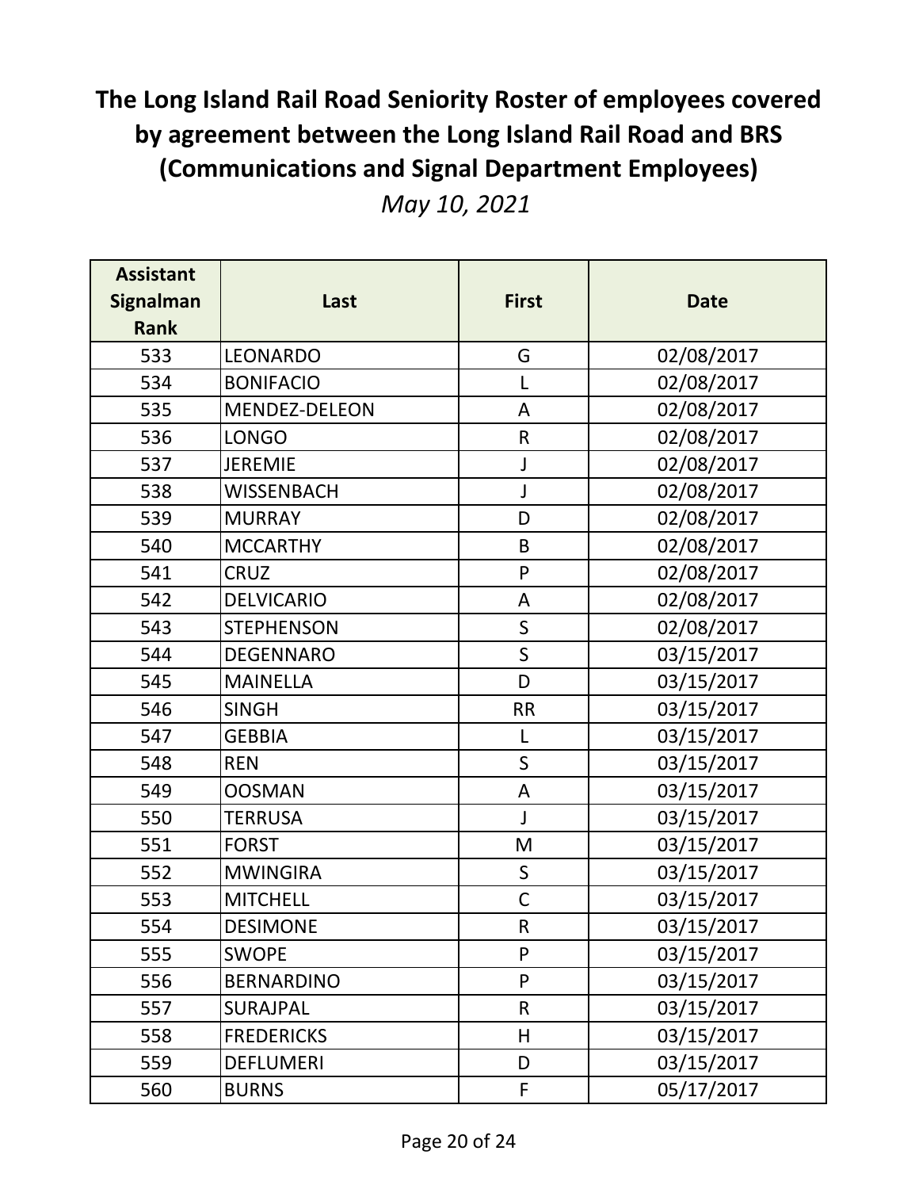# The Long Island Rail Road Seniority Roster of employees covered by agreement between the Long Island Rail Road and BRS (Communications and Signal Department Employees)

*May 10, 2021*

| Assistant Signalman Rank | Last | First | Date |
|---|---|---|---|
| 533 | LEONARDO | G | 02/08/2017 |
| 534 | BONIFACIO | L | 02/08/2017 |
| 535 | MENDEZ-DELEON | A | 02/08/2017 |
| 536 | LONGO | R | 02/08/2017 |
| 537 | JEREMIE | J | 02/08/2017 |
| 538 | WISSENBACH | J | 02/08/2017 |
| 539 | MURRAY | D | 02/08/2017 |
| 540 | MCCARTHY | B | 02/08/2017 |
| 541 | CRUZ | P | 02/08/2017 |
| 542 | DELVICARIO | A | 02/08/2017 |
| 543 | STEPHENSON | S | 02/08/2017 |
| 544 | DEGENNARO | S | 03/15/2017 |
| 545 | MAINELLA | D | 03/15/2017 |
| 546 | SINGH | RR | 03/15/2017 |
| 547 | GEBBIA | L | 03/15/2017 |
| 548 | REN | S | 03/15/2017 |
| 549 | OOSMAN | A | 03/15/2017 |
| 550 | TERRUSA | J | 03/15/2017 |
| 551 | FORST | M | 03/15/2017 |
| 552 | MWINGIRA | S | 03/15/2017 |
| 553 | MITCHELL | C | 03/15/2017 |
| 554 | DESIMONE | R | 03/15/2017 |
| 555 | SWOPE | P | 03/15/2017 |
| 556 | BERNARDINO | P | 03/15/2017 |
| 557 | SURAJPAL | R | 03/15/2017 |
| 558 | FREDERICKS | H | 03/15/2017 |
| 559 | DEFLUMERI | D | 03/15/2017 |
| 560 | BURNS | F | 05/17/2017 |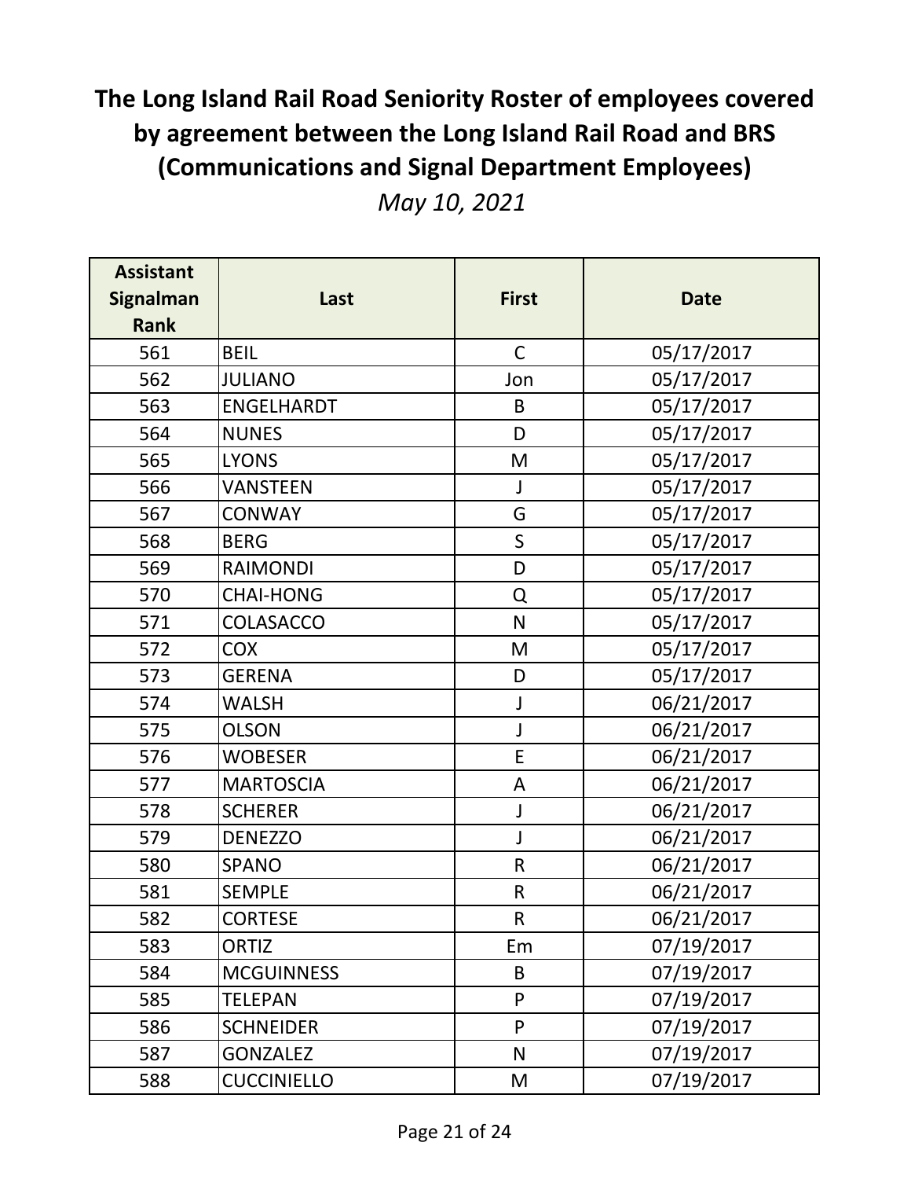# The Long Island Rail Road Seniority Roster of employees covered by agreement between the Long Island Rail Road and BRS (Communications and Signal Department Employees)

*May 10, 2021*

| Assistant Signalman Rank | Last | First | Date |
|---|---|---|---|
| 561 | BEIL | C | 05/17/2017 |
| 562 | JULIANO | Jon | 05/17/2017 |
| 563 | ENGELHARDT | B | 05/17/2017 |
| 564 | NUNES | D | 05/17/2017 |
| 565 | LYONS | M | 05/17/2017 |
| 566 | VANSTEEN | J | 05/17/2017 |
| 567 | CONWAY | G | 05/17/2017 |
| 568 | BERG | S | 05/17/2017 |
| 569 | RAIMONDI | D | 05/17/2017 |
| 570 | CHAI-HONG | Q | 05/17/2017 |
| 571 | COLASACCO | N | 05/17/2017 |
| 572 | COX | M | 05/17/2017 |
| 573 | GERENA | D | 05/17/2017 |
| 574 | WALSH | J | 06/21/2017 |
| 575 | OLSON | J | 06/21/2017 |
| 576 | WOBESER | E | 06/21/2017 |
| 577 | MARTOSCIA | A | 06/21/2017 |
| 578 | SCHERER | J | 06/21/2017 |
| 579 | DENEZZO | J | 06/21/2017 |
| 580 | SPANO | R | 06/21/2017 |
| 581 | SEMPLE | R | 06/21/2017 |
| 582 | CORTESE | R | 06/21/2017 |
| 583 | ORTIZ | Em | 07/19/2017 |
| 584 | MCGUINNESS | B | 07/19/2017 |
| 585 | TELEPAN | P | 07/19/2017 |
| 586 | SCHNEIDER | P | 07/19/2017 |
| 587 | GONZALEZ | N | 07/19/2017 |
| 588 | CUCCINIELLO | M | 07/19/2017 |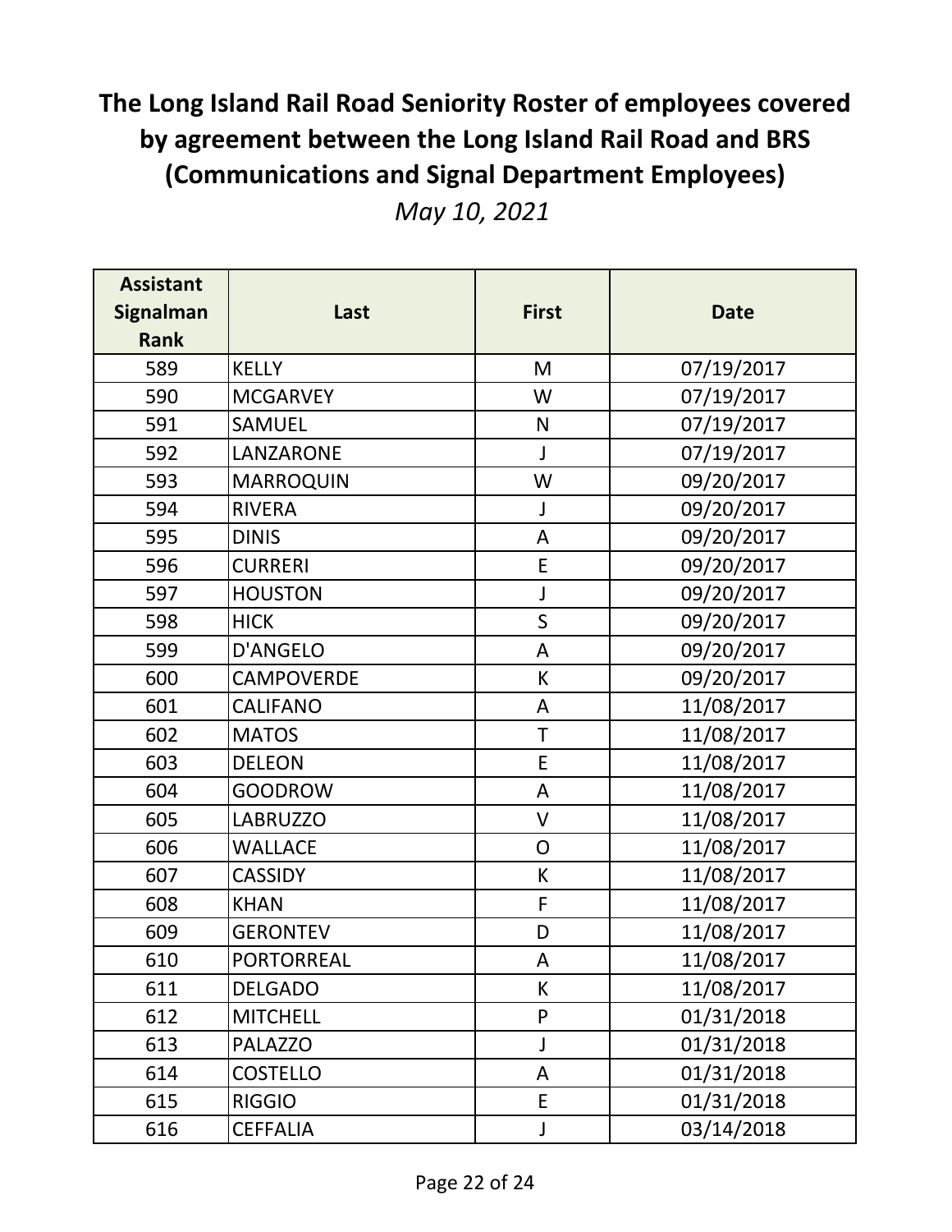# The Long Island Rail Road Seniority Roster of employees covered by agreement between the Long Island Rail Road and BRS (Communications and Signal Department Employees)

*May 10, 2021*

| Assistant Signalman Rank | Last | First | Date |
|---|---|---|---|
| 589 | KELLY | M | 07/19/2017 |
| 590 | MCGARVEY | W | 07/19/2017 |
| 591 | SAMUEL | N | 07/19/2017 |
| 592 | LANZARONE | J | 07/19/2017 |
| 593 | MARROQUIN | W | 09/20/2017 |
| 594 | RIVERA | J | 09/20/2017 |
| 595 | DINIS | A | 09/20/2017 |
| 596 | CURRERI | E | 09/20/2017 |
| 597 | HOUSTON | J | 09/20/2017 |
| 598 | HICK | S | 09/20/2017 |
| 599 | D'ANGELO | A | 09/20/2017 |
| 600 | CAMPOVERDE | K | 09/20/2017 |
| 601 | CALIFANO | A | 11/08/2017 |
| 602 | MATOS | T | 11/08/2017 |
| 603 | DELEON | E | 11/08/2017 |
| 604 | GOODROW | A | 11/08/2017 |
| 605 | LABRUZZO | V | 11/08/2017 |
| 606 | WALLACE | O | 11/08/2017 |
| 607 | CASSIDY | K | 11/08/2017 |
| 608 | KHAN | F | 11/08/2017 |
| 609 | GERONTEV | D | 11/08/2017 |
| 610 | PORTORREAL | A | 11/08/2017 |
| 611 | DELGADO | K | 11/08/2017 |
| 612 | MITCHELL | P | 01/31/2018 |
| 613 | PALAZZO | J | 01/31/2018 |
| 614 | COSTELLO | A | 01/31/2018 |
| 615 | RIGGIO | E | 01/31/2018 |
| 616 | CEFFALIA | J | 03/14/2018 |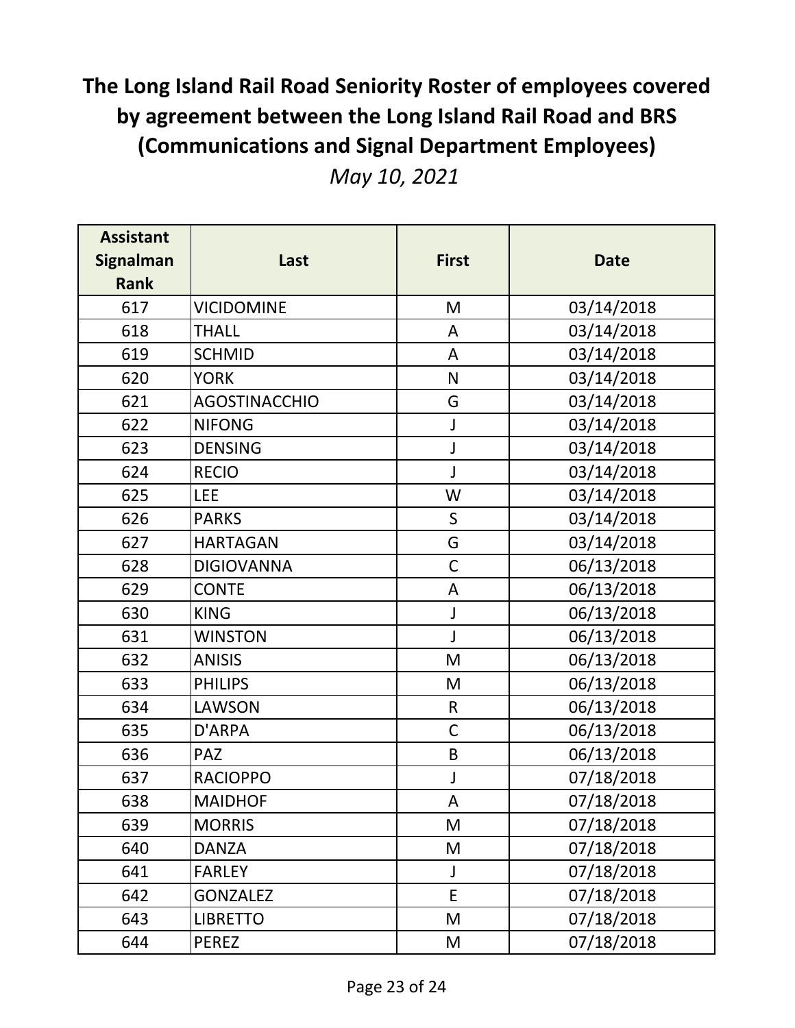# The Long Island Rail Road Seniority Roster of employees covered by agreement between the Long Island Rail Road and BRS (Communications and Signal Department Employees)

*May 10, 2021*

| Assistant Signalman Rank | Last | First | Date |
|---|---|---|---|
| 617 | VICIDOMINE | M | 03/14/2018 |
| 618 | THALL | A | 03/14/2018 |
| 619 | SCHMID | A | 03/14/2018 |
| 620 | YORK | N | 03/14/2018 |
| 621 | AGOSTINACCHIO | G | 03/14/2018 |
| 622 | NIFONG | J | 03/14/2018 |
| 623 | DENSING | J | 03/14/2018 |
| 624 | RECIO | J | 03/14/2018 |
| 625 | LEE | W | 03/14/2018 |
| 626 | PARKS | S | 03/14/2018 |
| 627 | HARTAGAN | G | 03/14/2018 |
| 628 | DIGIOVANNA | C | 06/13/2018 |
| 629 | CONTE | A | 06/13/2018 |
| 630 | KING | J | 06/13/2018 |
| 631 | WINSTON | J | 06/13/2018 |
| 632 | ANISIS | M | 06/13/2018 |
| 633 | PHILIPS | M | 06/13/2018 |
| 634 | LAWSON | R | 06/13/2018 |
| 635 | D'ARPA | C | 06/13/2018 |
| 636 | PAZ | B | 06/13/2018 |
| 637 | RACIOPPO | J | 07/18/2018 |
| 638 | MAIDHOF | A | 07/18/2018 |
| 639 | MORRIS | M | 07/18/2018 |
| 640 | DANZA | M | 07/18/2018 |
| 641 | FARLEY | J | 07/18/2018 |
| 642 | GONZALEZ | E | 07/18/2018 |
| 643 | LIBRETTO | M | 07/18/2018 |
| 644 | PEREZ | M | 07/18/2018 |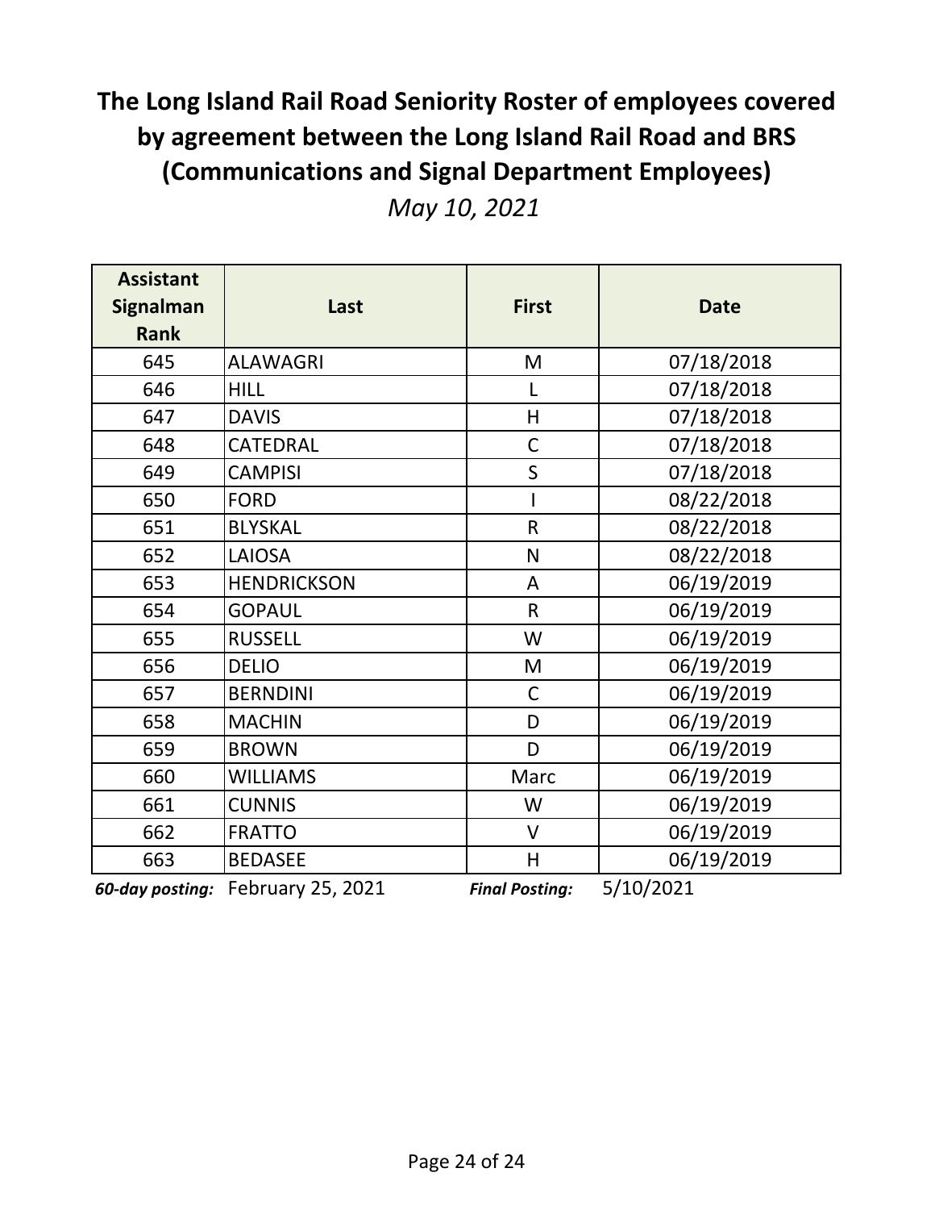# The Long Island Rail Road Seniority Roster of employees covered by agreement between the Long Island Rail Road and BRS (Communications and Signal Department Employees)

*May 10, 2021*

| Assistant Signalman Rank | Last | First | Date |
|---|---|---|---|
| 645 | ALAWAGRI | M | 07/18/2018 |
| 646 | HILL | L | 07/18/2018 |
| 647 | DAVIS | H | 07/18/2018 |
| 648 | CATEDRAL | C | 07/18/2018 |
| 649 | CAMPISI | S | 07/18/2018 |
| 650 | FORD | I | 08/22/2018 |
| 651 | BLYSKAL | R | 08/22/2018 |
| 652 | LAIOSA | N | 08/22/2018 |
| 653 | HENDRICKSON | A | 06/19/2019 |
| 654 | GOPAUL | R | 06/19/2019 |
| 655 | RUSSELL | W | 06/19/2019 |
| 656 | DELIO | M | 06/19/2019 |
| 657 | BERNDINI | C | 06/19/2019 |
| 658 | MACHIN | D | 06/19/2019 |
| 659 | BROWN | D | 06/19/2019 |
| 660 | WILLIAMS | Marc | 06/19/2019 |
| 661 | CUNNIS | W | 06/19/2019 |
| 662 | FRATTO | V | 06/19/2019 |
| 663 | BEDASEE | H | 06/19/2019 |

***60-day posting:*** February 25, 2021 ***Final Posting:*** 5/10/2021